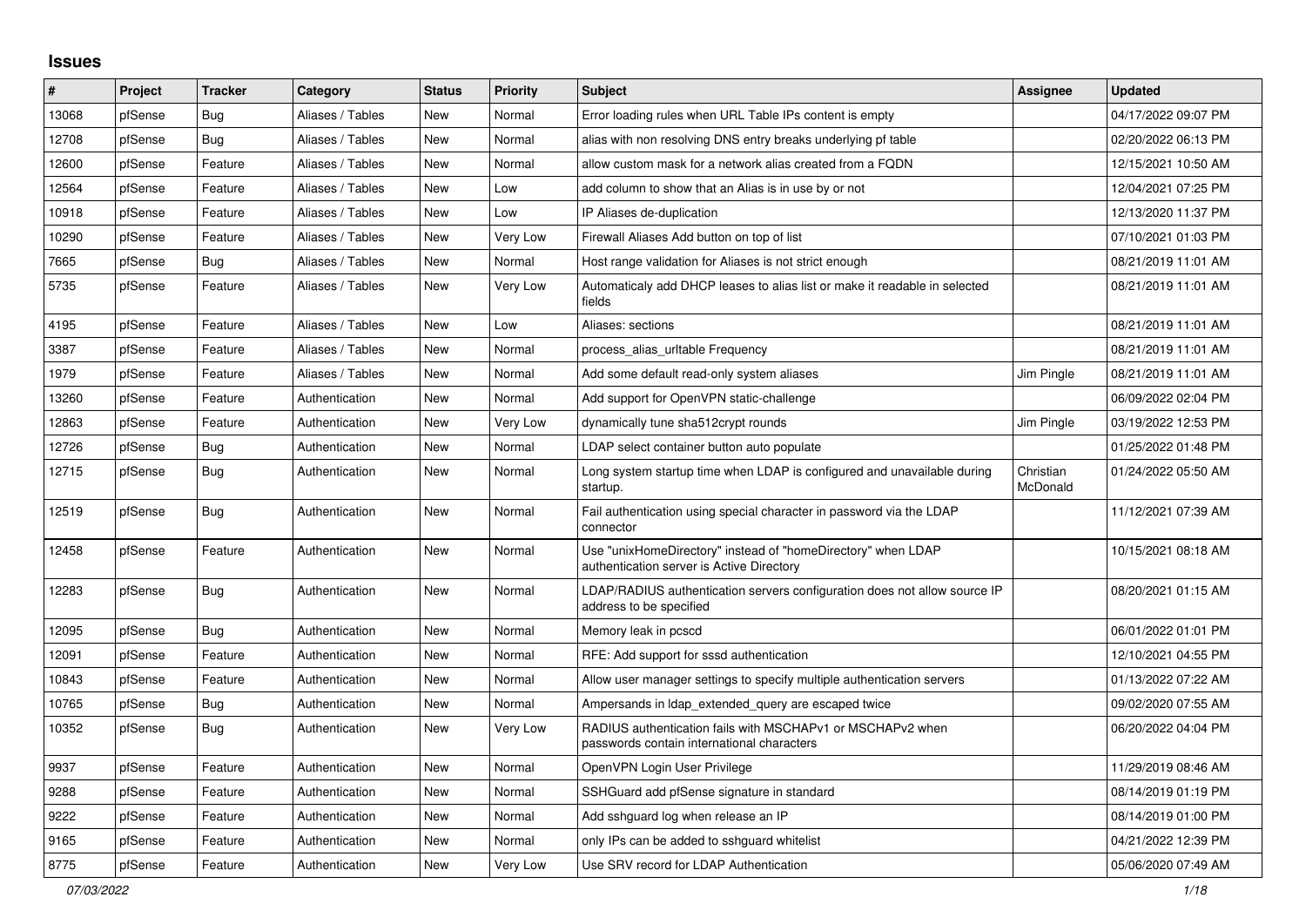# Issues

| # | Project | Tracker | Category | Status | Priority | Subject | Assignee | Updated |
|---|---|---|---|---|---|---|---|---|
| 13068 | pfSense | Bug | Aliases / Tables | New | Normal | Error loading rules when URL Table IPs content is empty | | 04/17/2022 09:07 PM |
| 12708 | pfSense | Bug | Aliases / Tables | New | Normal | alias with non resolving DNS entry breaks underlying pf table | | 02/20/2022 06:13 PM |
| 12600 | pfSense | Feature | Aliases / Tables | New | Normal | allow custom mask for a network alias created from a FQDN | | 12/15/2021 10:50 AM |
| 12564 | pfSense | Feature | Aliases / Tables | New | Low | add column to show that an Alias is in use by or not | | 12/04/2021 07:25 PM |
| 10918 | pfSense | Feature | Aliases / Tables | New | Low | IP Aliases de-duplication | | 12/13/2020 11:37 PM |
| 10290 | pfSense | Feature | Aliases / Tables | New | Very Low | Firewall Aliases Add button on top of list | | 07/10/2021 01:03 PM |
| 7665 | pfSense | Bug | Aliases / Tables | New | Normal | Host range validation for Aliases is not strict enough | | 08/21/2019 11:01 AM |
| 5735 | pfSense | Feature | Aliases / Tables | New | Very Low | Automaticaly add DHCP leases to alias list or make it readable in selected fields | | 08/21/2019 11:01 AM |
| 4195 | pfSense | Feature | Aliases / Tables | New | Low | Aliases: sections | | 08/21/2019 11:01 AM |
| 3387 | pfSense | Feature | Aliases / Tables | New | Normal | process_alias_urltable Frequency | | 08/21/2019 11:01 AM |
| 1979 | pfSense | Feature | Aliases / Tables | New | Normal | Add some default read-only system aliases | Jim Pingle | 08/21/2019 11:01 AM |
| 13260 | pfSense | Feature | Authentication | New | Normal | Add support for OpenVPN static-challenge | | 06/09/2022 02:04 PM |
| 12863 | pfSense | Feature | Authentication | New | Very Low | dynamically tune sha512crypt rounds | Jim Pingle | 03/19/2022 12:53 PM |
| 12726 | pfSense | Bug | Authentication | New | Normal | LDAP select container button auto populate | | 01/25/2022 01:48 PM |
| 12715 | pfSense | Bug | Authentication | New | Normal | Long system startup time when LDAP is configured and unavailable during startup. | Christian McDonald | 01/24/2022 05:50 AM |
| 12519 | pfSense | Bug | Authentication | New | Normal | Fail authentication using special character in password via the LDAP connector | | 11/12/2021 07:39 AM |
| 12458 | pfSense | Feature | Authentication | New | Normal | Use "unixHomeDirectory" instead of "homeDirectory" when LDAP authentication server is Active Directory | | 10/15/2021 08:18 AM |
| 12283 | pfSense | Bug | Authentication | New | Normal | LDAP/RADIUS authentication servers configuration does not allow source IP address to be specified | | 08/20/2021 01:15 AM |
| 12095 | pfSense | Bug | Authentication | New | Normal | Memory leak in pcscd | | 06/01/2022 01:01 PM |
| 12091 | pfSense | Feature | Authentication | New | Normal | RFE: Add support for sssd authentication | | 12/10/2021 04:55 PM |
| 10843 | pfSense | Feature | Authentication | New | Normal | Allow user manager settings to specify multiple authentication servers | | 01/13/2022 07:22 AM |
| 10765 | pfSense | Bug | Authentication | New | Normal | Ampersands in ldap_extended_query are escaped twice | | 09/02/2020 07:55 AM |
| 10352 | pfSense | Bug | Authentication | New | Very Low | RADIUS authentication fails with MSCHAPv1 or MSCHAPv2 when passwords contain international characters | | 06/20/2022 04:04 PM |
| 9937 | pfSense | Feature | Authentication | New | Normal | OpenVPN Login User Privilege | | 11/29/2019 08:46 AM |
| 9288 | pfSense | Feature | Authentication | New | Normal | SSHGuard add pfSense signature in standard | | 08/14/2019 01:19 PM |
| 9222 | pfSense | Feature | Authentication | New | Normal | Add sshguard log when release an IP | | 08/14/2019 01:00 PM |
| 9165 | pfSense | Feature | Authentication | New | Normal | only IPs can be added to sshguard whitelist | | 04/21/2022 12:39 PM |
| 8775 | pfSense | Feature | Authentication | New | Very Low | Use SRV record for LDAP Authentication | | 05/06/2020 07:49 AM |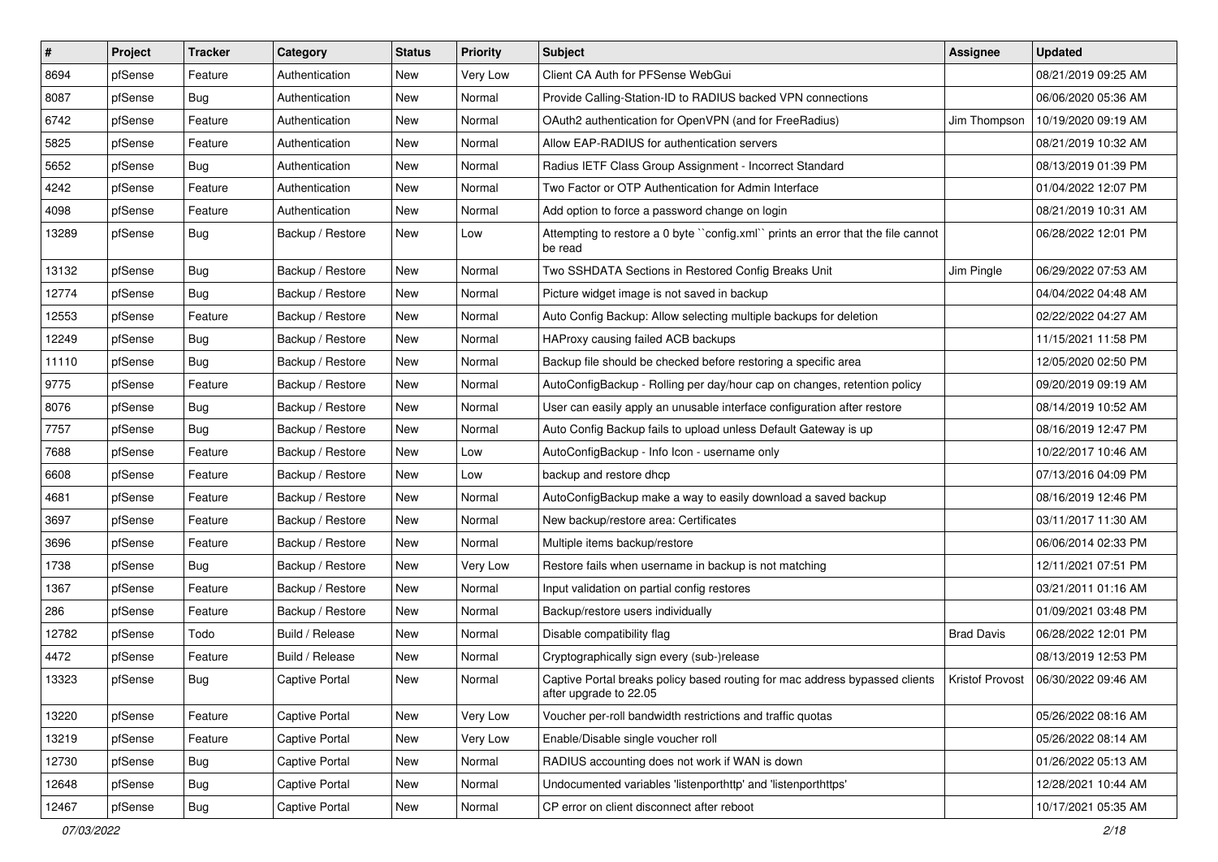| # | Project | Tracker | Category | Status | Priority | Subject | Assignee | Updated |
|---|---|---|---|---|---|---|---|---|
| 8694 | pfSense | Feature | Authentication | New | Very Low | Client CA Auth for PFSense WebGui | | 08/21/2019 09:25 AM |
| 8087 | pfSense | Bug | Authentication | New | Normal | Provide Calling-Station-ID to RADIUS backed VPN connections | | 06/06/2020 05:36 AM |
| 6742 | pfSense | Feature | Authentication | New | Normal | OAuth2 authentication for OpenVPN (and for FreeRadius) | Jim Thompson | 10/19/2020 09:19 AM |
| 5825 | pfSense | Feature | Authentication | New | Normal | Allow EAP-RADIUS for authentication servers | | 08/21/2019 10:32 AM |
| 5652 | pfSense | Bug | Authentication | New | Normal | Radius IETF Class Group Assignment - Incorrect Standard | | 08/13/2019 01:39 PM |
| 4242 | pfSense | Feature | Authentication | New | Normal | Two Factor or OTP Authentication for Admin Interface | | 01/04/2022 12:07 PM |
| 4098 | pfSense | Feature | Authentication | New | Normal | Add option to force a password change on login | | 08/21/2019 10:31 AM |
| 13289 | pfSense | Bug | Backup / Restore | New | Low | Attempting to restore a 0 byte ``config.xml`` prints an error that the file cannot be read | | 06/28/2022 12:01 PM |
| 13132 | pfSense | Bug | Backup / Restore | New | Normal | Two SSHDATA Sections in Restored Config Breaks Unit | Jim Pingle | 06/29/2022 07:53 AM |
| 12774 | pfSense | Bug | Backup / Restore | New | Normal | Picture widget image is not saved in backup | | 04/04/2022 04:48 AM |
| 12553 | pfSense | Feature | Backup / Restore | New | Normal | Auto Config Backup: Allow selecting multiple backups for deletion | | 02/22/2022 04:27 AM |
| 12249 | pfSense | Bug | Backup / Restore | New | Normal | HAProxy causing failed ACB backups | | 11/15/2021 11:58 PM |
| 11110 | pfSense | Bug | Backup / Restore | New | Normal | Backup file should be checked before restoring a specific area | | 12/05/2020 02:50 PM |
| 9775 | pfSense | Feature | Backup / Restore | New | Normal | AutoConfigBackup - Rolling per day/hour cap on changes, retention policy | | 09/20/2019 09:19 AM |
| 8076 | pfSense | Bug | Backup / Restore | New | Normal | User can easily apply an unusable interface configuration after restore | | 08/14/2019 10:52 AM |
| 7757 | pfSense | Bug | Backup / Restore | New | Normal | Auto Config Backup fails to upload unless Default Gateway is up | | 08/16/2019 12:47 PM |
| 7688 | pfSense | Feature | Backup / Restore | New | Low | AutoConfigBackup - Info Icon - username only | | 10/22/2017 10:46 AM |
| 6608 | pfSense | Feature | Backup / Restore | New | Low | backup and restore dhcp | | 07/13/2016 04:09 PM |
| 4681 | pfSense | Feature | Backup / Restore | New | Normal | AutoConfigBackup make a way to easily download a saved backup | | 08/16/2019 12:46 PM |
| 3697 | pfSense | Feature | Backup / Restore | New | Normal | New backup/restore area: Certificates | | 03/11/2017 11:30 AM |
| 3696 | pfSense | Feature | Backup / Restore | New | Normal | Multiple items backup/restore | | 06/06/2014 02:33 PM |
| 1738 | pfSense | Bug | Backup / Restore | New | Very Low | Restore fails when username in backup is not matching | | 12/11/2021 07:51 PM |
| 1367 | pfSense | Feature | Backup / Restore | New | Normal | Input validation on partial config restores | | 03/21/2011 01:16 AM |
| 286 | pfSense | Feature | Backup / Restore | New | Normal | Backup/restore users individually | | 01/09/2021 03:48 PM |
| 12782 | pfSense | Todo | Build / Release | New | Normal | Disable compatibility flag | Brad Davis | 06/28/2022 12:01 PM |
| 4472 | pfSense | Feature | Build / Release | New | Normal | Cryptographically sign every (sub-)release | | 08/13/2019 12:53 PM |
| 13323 | pfSense | Bug | Captive Portal | New | Normal | Captive Portal breaks policy based routing for mac address bypassed clients after upgrade to 22.05 | Kristof Provost | 06/30/2022 09:46 AM |
| 13220 | pfSense | Feature | Captive Portal | New | Very Low | Voucher per-roll bandwidth restrictions and traffic quotas | | 05/26/2022 08:16 AM |
| 13219 | pfSense | Feature | Captive Portal | New | Very Low | Enable/Disable single voucher roll | | 05/26/2022 08:14 AM |
| 12730 | pfSense | Bug | Captive Portal | New | Normal | RADIUS accounting does not work if WAN is down | | 01/26/2022 05:13 AM |
| 12648 | pfSense | Bug | Captive Portal | New | Normal | Undocumented variables 'listenporthttp' and 'listenporthttps' | | 12/28/2021 10:44 AM |
| 12467 | pfSense | Bug | Captive Portal | New | Normal | CP error on client disconnect after reboot | | 10/17/2021 05:35 AM |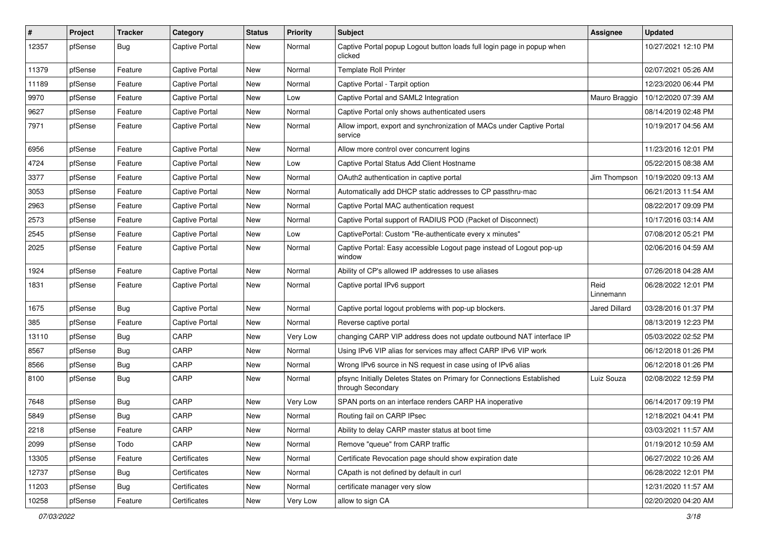| # | Project | Tracker | Category | Status | Priority | Subject | Assignee | Updated |
|---|---|---|---|---|---|---|---|---|
| 12357 | pfSense | Bug | Captive Portal | New | Normal | Captive Portal popup Logout button loads full login page in popup when clicked | | 10/27/2021 12:10 PM |
| 11379 | pfSense | Feature | Captive Portal | New | Normal | Template Roll Printer | | 02/07/2021 05:26 AM |
| 11189 | pfSense | Feature | Captive Portal | New | Normal | Captive Portal - Tarpit option | | 12/23/2020 06:44 PM |
| 9970 | pfSense | Feature | Captive Portal | New | Low | Captive Portal and SAML2 Integration | Mauro Braggio | 10/12/2020 07:39 AM |
| 9627 | pfSense | Feature | Captive Portal | New | Normal | Captive Portal only shows authenticated users | | 08/14/2019 02:48 PM |
| 7971 | pfSense | Feature | Captive Portal | New | Normal | Allow import, export and synchronization of MACs under Captive Portal service | | 10/19/2017 04:56 AM |
| 6956 | pfSense | Feature | Captive Portal | New | Normal | Allow more control over concurrent logins | | 11/23/2016 12:01 PM |
| 4724 | pfSense | Feature | Captive Portal | New | Low | Captive Portal Status Add Client Hostname | | 05/22/2015 08:38 AM |
| 3377 | pfSense | Feature | Captive Portal | New | Normal | OAuth2 authentication in captive portal | Jim Thompson | 10/19/2020 09:13 AM |
| 3053 | pfSense | Feature | Captive Portal | New | Normal | Automatically add DHCP static addresses to CP passthru-mac | | 06/21/2013 11:54 AM |
| 2963 | pfSense | Feature | Captive Portal | New | Normal | Captive Portal MAC authentication request | | 08/22/2017 09:09 PM |
| 2573 | pfSense | Feature | Captive Portal | New | Normal | Captive Portal support of RADIUS POD (Packet of Disconnect) | | 10/17/2016 03:14 AM |
| 2545 | pfSense | Feature | Captive Portal | New | Low | CaptivePortal: Custom "Re-authenticate every x minutes" | | 07/08/2012 05:21 PM |
| 2025 | pfSense | Feature | Captive Portal | New | Normal | Captive Portal: Easy accessible Logout page instead of Logout pop-up window | | 02/06/2016 04:59 AM |
| 1924 | pfSense | Feature | Captive Portal | New | Normal | Ability of CP's allowed IP addresses to use aliases | | 07/26/2018 04:28 AM |
| 1831 | pfSense | Feature | Captive Portal | New | Normal | Captive portal IPv6 support | Reid Linnemann | 06/28/2022 12:01 PM |
| 1675 | pfSense | Bug | Captive Portal | New | Normal | Captive portal logout problems with pop-up blockers. | Jared Dillard | 03/28/2016 01:37 PM |
| 385 | pfSense | Feature | Captive Portal | New | Normal | Reverse captive portal | | 08/13/2019 12:23 PM |
| 13110 | pfSense | Bug | CARP | New | Very Low | changing CARP VIP address does not update outbound NAT interface IP | | 05/03/2022 02:52 PM |
| 8567 | pfSense | Bug | CARP | New | Normal | Using IPv6 VIP alias for services may affect CARP IPv6 VIP work | | 06/12/2018 01:26 PM |
| 8566 | pfSense | Bug | CARP | New | Normal | Wrong IPv6 source in NS request in case using of IPv6 alias | | 06/12/2018 01:26 PM |
| 8100 | pfSense | Bug | CARP | New | Normal | pfsync Initially Deletes States on Primary for Connections Established through Secondary | Luiz Souza | 02/08/2022 12:59 PM |
| 7648 | pfSense | Bug | CARP | New | Very Low | SPAN ports on an interface renders CARP HA inoperative | | 06/14/2017 09:19 PM |
| 5849 | pfSense | Bug | CARP | New | Normal | Routing fail on CARP IPsec | | 12/18/2021 04:41 PM |
| 2218 | pfSense | Feature | CARP | New | Normal | Ability to delay CARP master status at boot time | | 03/03/2021 11:57 AM |
| 2099 | pfSense | Todo | CARP | New | Normal | Remove "queue" from CARP traffic | | 01/19/2012 10:59 AM |
| 13305 | pfSense | Feature | Certificates | New | Normal | Certificate Revocation page should show expiration date | | 06/27/2022 10:26 AM |
| 12737 | pfSense | Bug | Certificates | New | Normal | CApath is not defined by default in curl | | 06/28/2022 12:01 PM |
| 11203 | pfSense | Bug | Certificates | New | Normal | certificate manager very slow | | 12/31/2020 11:57 AM |
| 10258 | pfSense | Feature | Certificates | New | Very Low | allow to sign CA | | 02/20/2020 04:20 AM |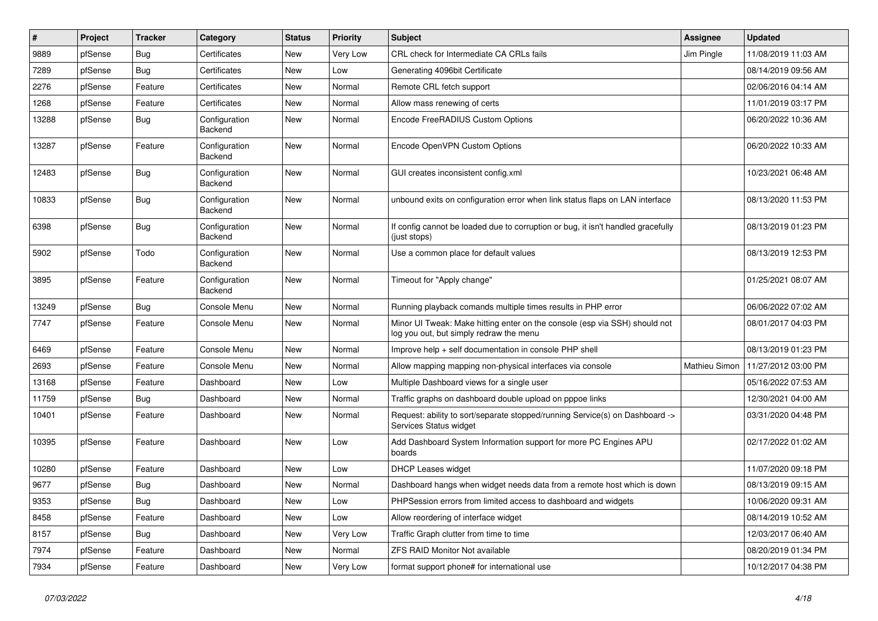| # | Project | Tracker | Category | Status | Priority | Subject | Assignee | Updated |
|---|---|---|---|---|---|---|---|---|
| 9889 | pfSense | Bug | Certificates | New | Very Low | CRL check for Intermediate CA CRLs fails | Jim Pingle | 11/08/2019 11:03 AM |
| 7289 | pfSense | Bug | Certificates | New | Low | Generating 4096bit Certificate | | 08/14/2019 09:56 AM |
| 2276 | pfSense | Feature | Certificates | New | Normal | Remote CRL fetch support | | 02/06/2016 04:14 AM |
| 1268 | pfSense | Feature | Certificates | New | Normal | Allow mass renewing of certs | | 11/01/2019 03:17 PM |
| 13288 | pfSense | Bug | Configuration Backend | New | Normal | Encode FreeRADIUS Custom Options | | 06/20/2022 10:36 AM |
| 13287 | pfSense | Feature | Configuration Backend | New | Normal | Encode OpenVPN Custom Options | | 06/20/2022 10:33 AM |
| 12483 | pfSense | Bug | Configuration Backend | New | Normal | GUI creates inconsistent config.xml | | 10/23/2021 06:48 AM |
| 10833 | pfSense | Bug | Configuration Backend | New | Normal | unbound exits on configuration error when link status flaps on LAN interface | | 08/13/2020 11:53 PM |
| 6398 | pfSense | Bug | Configuration Backend | New | Normal | If config cannot be loaded due to corruption or bug, it isn't handled gracefully (just stops) | | 08/13/2019 01:23 PM |
| 5902 | pfSense | Todo | Configuration Backend | New | Normal | Use a common place for default values | | 08/13/2019 12:53 PM |
| 3895 | pfSense | Feature | Configuration Backend | New | Normal | Timeout for "Apply change" | | 01/25/2021 08:07 AM |
| 13249 | pfSense | Bug | Console Menu | New | Normal | Running playback comands multiple times results in PHP error | | 06/06/2022 07:02 AM |
| 7747 | pfSense | Feature | Console Menu | New | Normal | Minor UI Tweak: Make hitting enter on the console (esp via SSH) should not log you out, but simply redraw the menu | | 08/01/2017 04:03 PM |
| 6469 | pfSense | Feature | Console Menu | New | Normal | Improve help + self documentation in console PHP shell | | 08/13/2019 01:23 PM |
| 2693 | pfSense | Feature | Console Menu | New | Normal | Allow mapping mapping non-physical interfaces via console | Mathieu Simon | 11/27/2012 03:00 PM |
| 13168 | pfSense | Feature | Dashboard | New | Low | Multiple Dashboard views for a single user | | 05/16/2022 07:53 AM |
| 11759 | pfSense | Bug | Dashboard | New | Normal | Traffic graphs on dashboard double upload on pppoe links | | 12/30/2021 04:00 AM |
| 10401 | pfSense | Feature | Dashboard | New | Normal | Request: ability to sort/separate stopped/running Service(s) on Dashboard -> Services Status widget | | 03/31/2020 04:48 PM |
| 10395 | pfSense | Feature | Dashboard | New | Low | Add Dashboard System Information support for more PC Engines APU boards | | 02/17/2022 01:02 AM |
| 10280 | pfSense | Feature | Dashboard | New | Low | DHCP Leases widget | | 11/07/2020 09:18 PM |
| 9677 | pfSense | Bug | Dashboard | New | Normal | Dashboard hangs when widget needs data from a remote host which is down | | 08/13/2019 09:15 AM |
| 9353 | pfSense | Bug | Dashboard | New | Low | PHPSession errors from limited access to dashboard and widgets | | 10/06/2020 09:31 AM |
| 8458 | pfSense | Feature | Dashboard | New | Low | Allow reordering of interface widget | | 08/14/2019 10:52 AM |
| 8157 | pfSense | Bug | Dashboard | New | Very Low | Traffic Graph clutter from time to time | | 12/03/2017 06:40 AM |
| 7974 | pfSense | Feature | Dashboard | New | Normal | ZFS RAID Monitor Not available | | 08/20/2019 01:34 PM |
| 7934 | pfSense | Feature | Dashboard | New | Very Low | format support phone# for international use | | 10/12/2017 04:38 PM |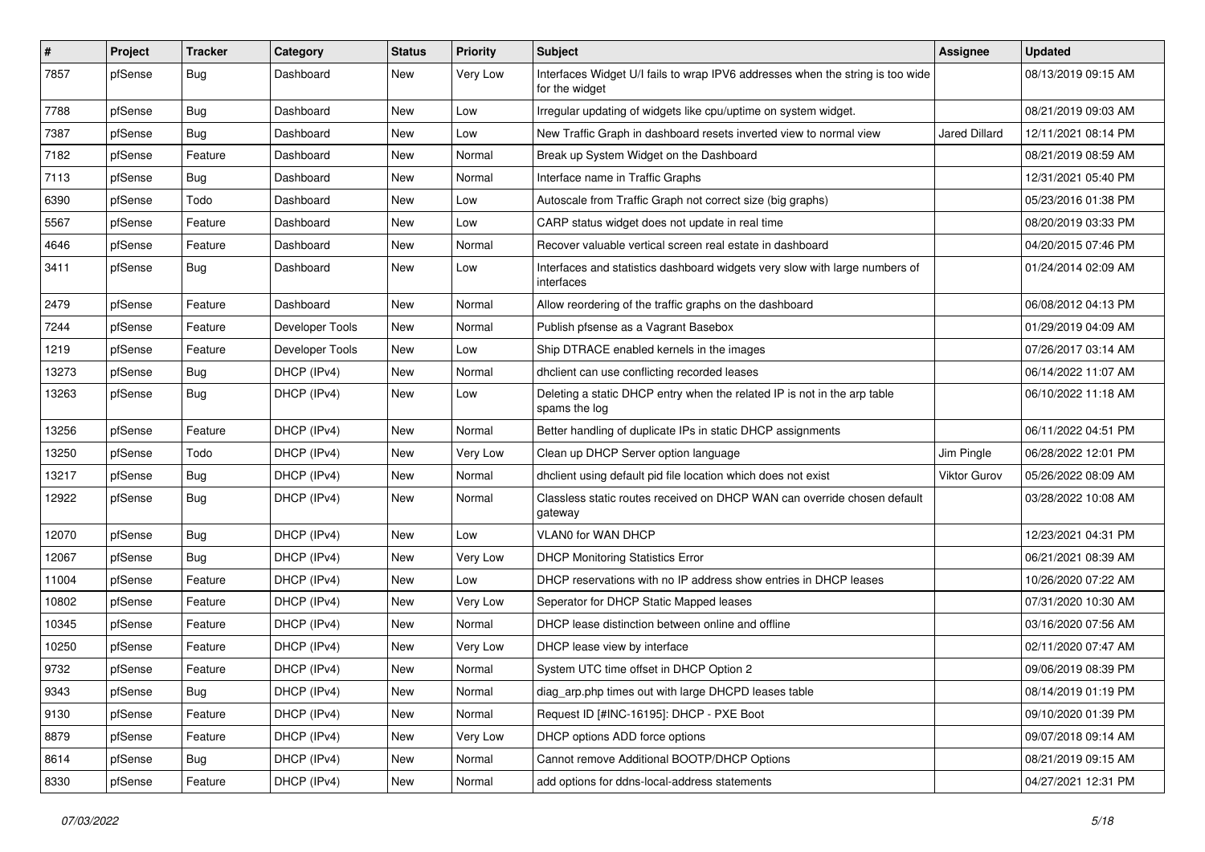| # | Project | Tracker | Category | Status | Priority | Subject | Assignee | Updated |
|---|---|---|---|---|---|---|---|---|
| 7857 | pfSense | Bug | Dashboard | New | Very Low | Interfaces Widget U/I fails to wrap IPV6 addresses when the string is too wide for the widget | | 08/13/2019 09:15 AM |
| 7788 | pfSense | Bug | Dashboard | New | Low | Irregular updating of widgets like cpu/uptime on system widget. | | 08/21/2019 09:03 AM |
| 7387 | pfSense | Bug | Dashboard | New | Low | New Traffic Graph in dashboard resets inverted view to normal view | Jared Dillard | 12/11/2021 08:14 PM |
| 7182 | pfSense | Feature | Dashboard | New | Normal | Break up System Widget on the Dashboard | | 08/21/2019 08:59 AM |
| 7113 | pfSense | Bug | Dashboard | New | Normal | Interface name in Traffic Graphs | | 12/31/2021 05:40 PM |
| 6390 | pfSense | Todo | Dashboard | New | Low | Autoscale from Traffic Graph not correct size (big graphs) | | 05/23/2016 01:38 PM |
| 5567 | pfSense | Feature | Dashboard | New | Low | CARP status widget does not update in real time | | 08/20/2019 03:33 PM |
| 4646 | pfSense | Feature | Dashboard | New | Normal | Recover valuable vertical screen real estate in dashboard | | 04/20/2015 07:46 PM |
| 3411 | pfSense | Bug | Dashboard | New | Low | Interfaces and statistics dashboard widgets very slow with large numbers of interfaces | | 01/24/2014 02:09 AM |
| 2479 | pfSense | Feature | Dashboard | New | Normal | Allow reordering of the traffic graphs on the dashboard | | 06/08/2012 04:13 PM |
| 7244 | pfSense | Feature | Developer Tools | New | Normal | Publish pfsense as a Vagrant Basebox | | 01/29/2019 04:09 AM |
| 1219 | pfSense | Feature | Developer Tools | New | Low | Ship DTRACE enabled kernels in the images | | 07/26/2017 03:14 AM |
| 13273 | pfSense | Bug | DHCP (IPv4) | New | Normal | dhclient can use conflicting recorded leases | | 06/14/2022 11:07 AM |
| 13263 | pfSense | Bug | DHCP (IPv4) | New | Low | Deleting a static DHCP entry when the related IP is not in the arp table spams the log | | 06/10/2022 11:18 AM |
| 13256 | pfSense | Feature | DHCP (IPv4) | New | Normal | Better handling of duplicate IPs in static DHCP assignments | | 06/11/2022 04:51 PM |
| 13250 | pfSense | Todo | DHCP (IPv4) | New | Very Low | Clean up DHCP Server option language | Jim Pingle | 06/28/2022 12:01 PM |
| 13217 | pfSense | Bug | DHCP (IPv4) | New | Normal | dhclient using default pid file location which does not exist | Viktor Gurov | 05/26/2022 08:09 AM |
| 12922 | pfSense | Bug | DHCP (IPv4) | New | Normal | Classless static routes received on DHCP WAN can override chosen default gateway | | 03/28/2022 10:08 AM |
| 12070 | pfSense | Bug | DHCP (IPv4) | New | Low | VLAN0 for WAN DHCP | | 12/23/2021 04:31 PM |
| 12067 | pfSense | Bug | DHCP (IPv4) | New | Very Low | DHCP Monitoring Statistics Error | | 06/21/2021 08:39 AM |
| 11004 | pfSense | Feature | DHCP (IPv4) | New | Low | DHCP reservations with no IP address show entries in DHCP leases | | 10/26/2020 07:22 AM |
| 10802 | pfSense | Feature | DHCP (IPv4) | New | Very Low | Seperator for DHCP Static Mapped leases | | 07/31/2020 10:30 AM |
| 10345 | pfSense | Feature | DHCP (IPv4) | New | Normal | DHCP lease distinction between online and offline | | 03/16/2020 07:56 AM |
| 10250 | pfSense | Feature | DHCP (IPv4) | New | Very Low | DHCP lease view by interface | | 02/11/2020 07:47 AM |
| 9732 | pfSense | Feature | DHCP (IPv4) | New | Normal | System UTC time offset in DHCP Option 2 | | 09/06/2019 08:39 PM |
| 9343 | pfSense | Bug | DHCP (IPv4) | New | Normal | diag_arp.php times out with large DHCPD leases table | | 08/14/2019 01:19 PM |
| 9130 | pfSense | Feature | DHCP (IPv4) | New | Normal | Request ID [#INC-16195]: DHCP - PXE Boot | | 09/10/2020 01:39 PM |
| 8879 | pfSense | Feature | DHCP (IPv4) | New | Very Low | DHCP options ADD force options | | 09/07/2018 09:14 AM |
| 8614 | pfSense | Bug | DHCP (IPv4) | New | Normal | Cannot remove Additional BOOTP/DHCP Options | | 08/21/2019 09:15 AM |
| 8330 | pfSense | Feature | DHCP (IPv4) | New | Normal | add options for ddns-local-address statements | | 04/27/2021 12:31 PM |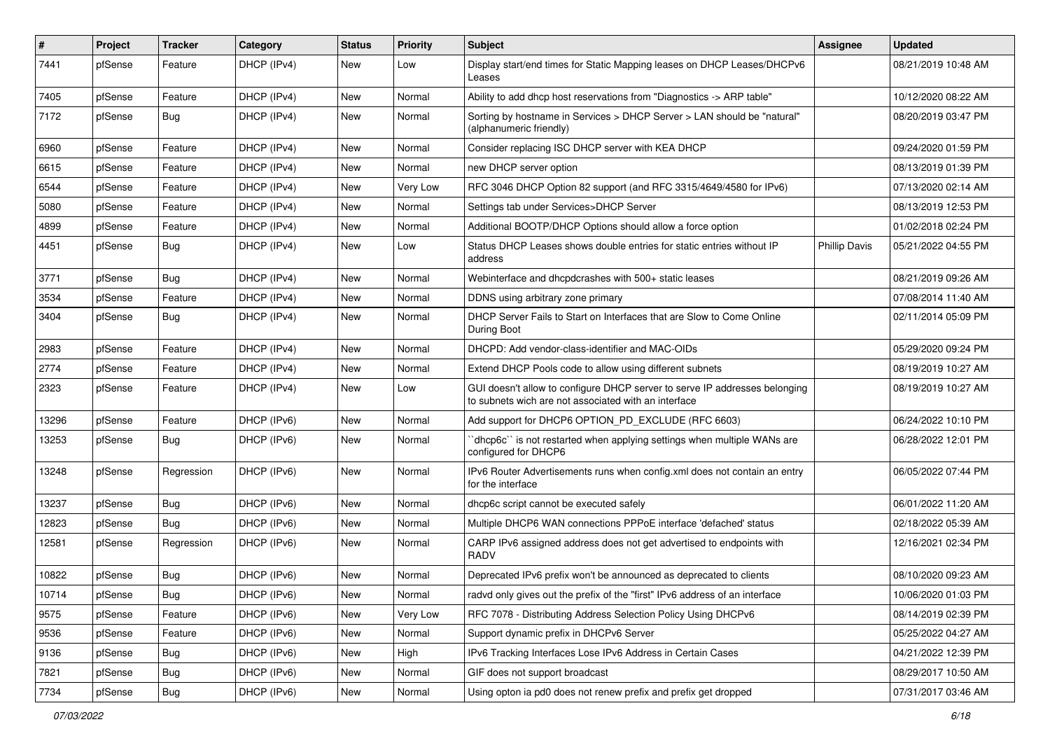| # | Project | Tracker | Category | Status | Priority | Subject | Assignee | Updated |
|---|---|---|---|---|---|---|---|---|
| 7441 | pfSense | Feature | DHCP (IPv4) | New | Low | Display start/end times for Static Mapping leases on DHCP Leases/DHCPv6 Leases | | 08/21/2019 10:48 AM |
| 7405 | pfSense | Feature | DHCP (IPv4) | New | Normal | Ability to add dhcp host reservations from "Diagnostics -> ARP table" | | 10/12/2020 08:22 AM |
| 7172 | pfSense | Bug | DHCP (IPv4) | New | Normal | Sorting by hostname in Services > DHCP Server > LAN should be "natural" (alphanumeric friendly) | | 08/20/2019 03:47 PM |
| 6960 | pfSense | Feature | DHCP (IPv4) | New | Normal | Consider replacing ISC DHCP server with KEA DHCP | | 09/24/2020 01:59 PM |
| 6615 | pfSense | Feature | DHCP (IPv4) | New | Normal | new DHCP server option | | 08/13/2019 01:39 PM |
| 6544 | pfSense | Feature | DHCP (IPv4) | New | Very Low | RFC 3046 DHCP Option 82 support (and RFC 3315/4649/4580 for IPv6) | | 07/13/2020 02:14 AM |
| 5080 | pfSense | Feature | DHCP (IPv4) | New | Normal | Settings tab under Services>DHCP Server | | 08/13/2019 12:53 PM |
| 4899 | pfSense | Feature | DHCP (IPv4) | New | Normal | Additional BOOTP/DHCP Options should allow a force option | | 01/02/2018 02:24 PM |
| 4451 | pfSense | Bug | DHCP (IPv4) | New | Low | Status DHCP Leases shows double entries for static entries without IP address | Phillip Davis | 05/21/2022 04:55 PM |
| 3771 | pfSense | Bug | DHCP (IPv4) | New | Normal | Webinterface and dhcpdcrashes with 500+ static leases | | 08/21/2019 09:26 AM |
| 3534 | pfSense | Feature | DHCP (IPv4) | New | Normal | DDNS using arbitrary zone primary | | 07/08/2014 11:40 AM |
| 3404 | pfSense | Bug | DHCP (IPv4) | New | Normal | DHCP Server Fails to Start on Interfaces that are Slow to Come Online During Boot | | 02/11/2014 05:09 PM |
| 2983 | pfSense | Feature | DHCP (IPv4) | New | Normal | DHCPD: Add vendor-class-identifier and MAC-OIDs | | 05/29/2020 09:24 PM |
| 2774 | pfSense | Feature | DHCP (IPv4) | New | Normal | Extend DHCP Pools code to allow using different subnets | | 08/19/2019 10:27 AM |
| 2323 | pfSense | Feature | DHCP (IPv4) | New | Low | GUI doesn't allow to configure DHCP server to serve IP addresses belonging to subnets wich are not associated with an interface | | 08/19/2019 10:27 AM |
| 13296 | pfSense | Feature | DHCP (IPv6) | New | Normal | Add support for DHCP6 OPTION_PD_EXCLUDE (RFC 6603) | | 06/24/2022 10:10 PM |
| 13253 | pfSense | Bug | DHCP (IPv6) | New | Normal | ``dhcp6c`` is not restarted when applying settings when multiple WANs are configured for DHCP6 | | 06/28/2022 12:01 PM |
| 13248 | pfSense | Regression | DHCP (IPv6) | New | Normal | IPv6 Router Advertisements runs when config.xml does not contain an entry for the interface | | 06/05/2022 07:44 PM |
| 13237 | pfSense | Bug | DHCP (IPv6) | New | Normal | dhcp6c script cannot be executed safely | | 06/01/2022 11:20 AM |
| 12823 | pfSense | Bug | DHCP (IPv6) | New | Normal | Multiple DHCP6 WAN connections PPPoE interface 'defached' status | | 02/18/2022 05:39 AM |
| 12581 | pfSense | Regression | DHCP (IPv6) | New | Normal | CARP IPv6 assigned address does not get advertised to endpoints with RADV | | 12/16/2021 02:34 PM |
| 10822 | pfSense | Bug | DHCP (IPv6) | New | Normal | Deprecated IPv6 prefix won't be announced as deprecated to clients | | 08/10/2020 09:23 AM |
| 10714 | pfSense | Bug | DHCP (IPv6) | New | Normal | radvd only gives out the prefix of the "first" IPv6 address of an interface | | 10/06/2020 01:03 PM |
| 9575 | pfSense | Feature | DHCP (IPv6) | New | Very Low | RFC 7078 - Distributing Address Selection Policy Using DHCPv6 | | 08/14/2019 02:39 PM |
| 9536 | pfSense | Feature | DHCP (IPv6) | New | Normal | Support dynamic prefix in DHCPv6 Server | | 05/25/2022 04:27 AM |
| 9136 | pfSense | Bug | DHCP (IPv6) | New | High | IPv6 Tracking Interfaces Lose IPv6 Address in Certain Cases | | 04/21/2022 12:39 PM |
| 7821 | pfSense | Bug | DHCP (IPv6) | New | Normal | GIF does not support broadcast | | 08/29/2017 10:50 AM |
| 7734 | pfSense | Bug | DHCP (IPv6) | New | Normal | Using opton ia pd0 does not renew prefix and prefix get dropped | | 07/31/2017 03:46 AM |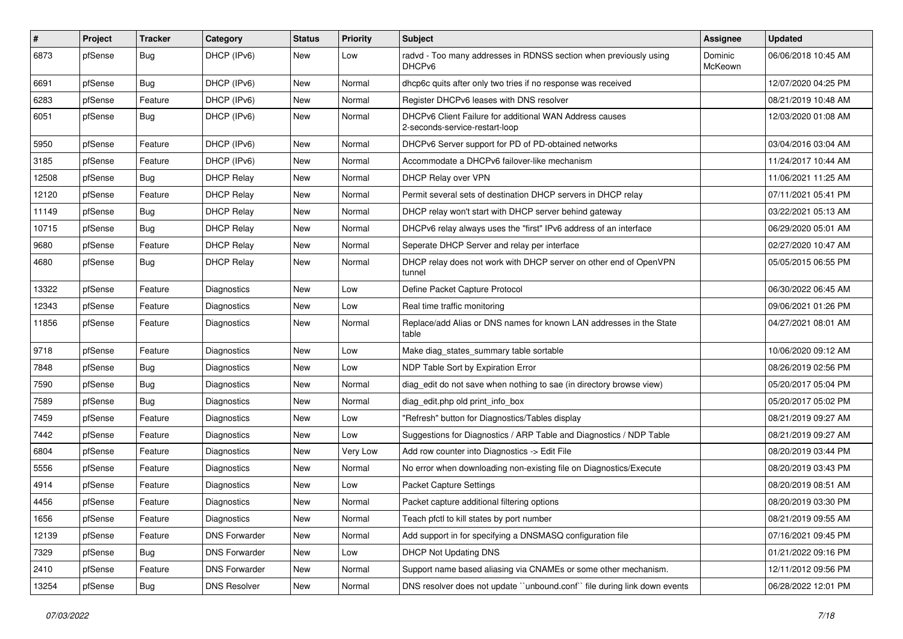| # | Project | Tracker | Category | Status | Priority | Subject | Assignee | Updated |
|---|---|---|---|---|---|---|---|---|
| 6873 | pfSense | Bug | DHCP (IPv6) | New | Low | radvd - Too many addresses in RDNSS section when previously using DHCPv6 | Dominic McKeown | 06/06/2018 10:45 AM |
| 6691 | pfSense | Bug | DHCP (IPv6) | New | Normal | dhcp6c quits after only two tries if no response was received | | 12/07/2020 04:25 PM |
| 6283 | pfSense | Feature | DHCP (IPv6) | New | Normal | Register DHCPv6 leases with DNS resolver | | 08/21/2019 10:48 AM |
| 6051 | pfSense | Bug | DHCP (IPv6) | New | Normal | DHCPv6 Client Failure for additional WAN Address causes 2-seconds-service-restart-loop | | 12/03/2020 01:08 AM |
| 5950 | pfSense | Feature | DHCP (IPv6) | New | Normal | DHCPv6 Server support for PD of PD-obtained networks | | 03/04/2016 03:04 AM |
| 3185 | pfSense | Feature | DHCP (IPv6) | New | Normal | Accommodate a DHCPv6 failover-like mechanism | | 11/24/2017 10:44 AM |
| 12508 | pfSense | Bug | DHCP Relay | New | Normal | DHCP Relay over VPN | | 11/06/2021 11:25 AM |
| 12120 | pfSense | Feature | DHCP Relay | New | Normal | Permit several sets of destination DHCP servers in DHCP relay | | 07/11/2021 05:41 PM |
| 11149 | pfSense | Bug | DHCP Relay | New | Normal | DHCP relay won't start with DHCP server behind gateway | | 03/22/2021 05:13 AM |
| 10715 | pfSense | Bug | DHCP Relay | New | Normal | DHCPv6 relay always uses the "first" IPv6 address of an interface | | 06/29/2020 05:01 AM |
| 9680 | pfSense | Feature | DHCP Relay | New | Normal | Seperate DHCP Server and relay per interface | | 02/27/2020 10:47 AM |
| 4680 | pfSense | Bug | DHCP Relay | New | Normal | DHCP relay does not work with DHCP server on other end of OpenVPN tunnel | | 05/05/2015 06:55 PM |
| 13322 | pfSense | Feature | Diagnostics | New | Low | Define Packet Capture Protocol | | 06/30/2022 06:45 AM |
| 12343 | pfSense | Feature | Diagnostics | New | Low | Real time traffic monitoring | | 09/06/2021 01:26 PM |
| 11856 | pfSense | Feature | Diagnostics | New | Normal | Replace/add Alias or DNS names for known LAN addresses in the State table | | 04/27/2021 08:01 AM |
| 9718 | pfSense | Feature | Diagnostics | New | Low | Make diag_states_summary table sortable | | 10/06/2020 09:12 AM |
| 7848 | pfSense | Bug | Diagnostics | New | Low | NDP Table Sort by Expiration Error | | 08/26/2019 02:56 PM |
| 7590 | pfSense | Bug | Diagnostics | New | Normal | diag_edit do not save when nothing to sae (in directory browse view) | | 05/20/2017 05:04 PM |
| 7589 | pfSense | Bug | Diagnostics | New | Normal | diag_edit.php old print_info_box | | 05/20/2017 05:02 PM |
| 7459 | pfSense | Feature | Diagnostics | New | Low | "Refresh" button for Diagnostics/Tables display | | 08/21/2019 09:27 AM |
| 7442 | pfSense | Feature | Diagnostics | New | Low | Suggestions for Diagnostics / ARP Table and Diagnostics / NDP Table | | 08/21/2019 09:27 AM |
| 6804 | pfSense | Feature | Diagnostics | New | Very Low | Add row counter into Diagnostics -> Edit File | | 08/20/2019 03:44 PM |
| 5556 | pfSense | Feature | Diagnostics | New | Normal | No error when downloading non-existing file on Diagnostics/Execute | | 08/20/2019 03:43 PM |
| 4914 | pfSense | Feature | Diagnostics | New | Low | Packet Capture Settings | | 08/20/2019 08:51 AM |
| 4456 | pfSense | Feature | Diagnostics | New | Normal | Packet capture additional filtering options | | 08/20/2019 03:30 PM |
| 1656 | pfSense | Feature | Diagnostics | New | Normal | Teach pfctl to kill states by port number | | 08/21/2019 09:55 AM |
| 12139 | pfSense | Feature | DNS Forwarder | New | Normal | Add support in for specifying a DNSMASQ configuration file | | 07/16/2021 09:45 PM |
| 7329 | pfSense | Bug | DNS Forwarder | New | Low | DHCP Not Updating DNS | | 01/21/2022 09:16 PM |
| 2410 | pfSense | Feature | DNS Forwarder | New | Normal | Support name based aliasing via CNAMEs or some other mechanism. | | 12/11/2012 09:56 PM |
| 13254 | pfSense | Bug | DNS Resolver | New | Normal | DNS resolver does not update ``unbound.conf`` file during link down events | | 06/28/2022 12:01 PM |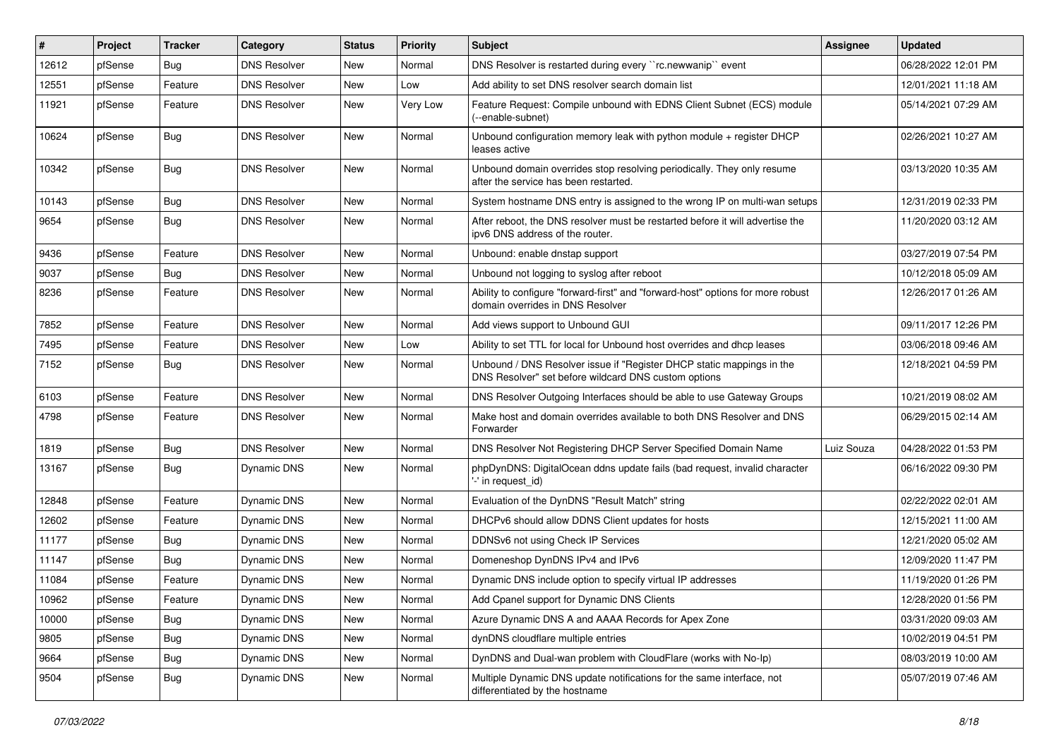| # | Project | Tracker | Category | Status | Priority | Subject | Assignee | Updated |
|---|---|---|---|---|---|---|---|---|
| 12612 | pfSense | Bug | DNS Resolver | New | Normal | DNS Resolver is restarted during every ``rc.newwanip`` event | | 06/28/2022 12:01 PM |
| 12551 | pfSense | Feature | DNS Resolver | New | Low | Add ability to set DNS resolver search domain list | | 12/01/2021 11:18 AM |
| 11921 | pfSense | Feature | DNS Resolver | New | Very Low | Feature Request: Compile unbound with EDNS Client Subnet (ECS) module (--enable-subnet) | | 05/14/2021 07:29 AM |
| 10624 | pfSense | Bug | DNS Resolver | New | Normal | Unbound configuration memory leak with python module + register DHCP leases active | | 02/26/2021 10:27 AM |
| 10342 | pfSense | Bug | DNS Resolver | New | Normal | Unbound domain overrides stop resolving periodically. They only resume after the service has been restarted. | | 03/13/2020 10:35 AM |
| 10143 | pfSense | Bug | DNS Resolver | New | Normal | System hostname DNS entry is assigned to the wrong IP on multi-wan setups | | 12/31/2019 02:33 PM |
| 9654 | pfSense | Bug | DNS Resolver | New | Normal | After reboot, the DNS resolver must be restarted before it will advertise the ipv6 DNS address of the router. | | 11/20/2020 03:12 AM |
| 9436 | pfSense | Feature | DNS Resolver | New | Normal | Unbound: enable dnstap support | | 03/27/2019 07:54 PM |
| 9037 | pfSense | Bug | DNS Resolver | New | Normal | Unbound not logging to syslog after reboot | | 10/12/2018 05:09 AM |
| 8236 | pfSense | Feature | DNS Resolver | New | Normal | Ability to configure "forward-first" and "forward-host" options for more robust domain overrides in DNS Resolver | | 12/26/2017 01:26 AM |
| 7852 | pfSense | Feature | DNS Resolver | New | Normal | Add views support to Unbound GUI | | 09/11/2017 12:26 PM |
| 7495 | pfSense | Feature | DNS Resolver | New | Low | Ability to set TTL for local for Unbound host overrides and dhcp leases | | 03/06/2018 09:46 AM |
| 7152 | pfSense | Bug | DNS Resolver | New | Normal | Unbound / DNS Resolver issue if "Register DHCP static mappings in the DNS Resolver" set before wildcard DNS custom options | | 12/18/2021 04:59 PM |
| 6103 | pfSense | Feature | DNS Resolver | New | Normal | DNS Resolver Outgoing Interfaces should be able to use Gateway Groups | | 10/21/2019 08:02 AM |
| 4798 | pfSense | Feature | DNS Resolver | New | Normal | Make host and domain overrides available to both DNS Resolver and DNS Forwarder | | 06/29/2015 02:14 AM |
| 1819 | pfSense | Bug | DNS Resolver | New | Normal | DNS Resolver Not Registering DHCP Server Specified Domain Name | Luiz Souza | 04/28/2022 01:53 PM |
| 13167 | pfSense | Bug | Dynamic DNS | New | Normal | phpDynDNS: DigitalOcean ddns update fails (bad request, invalid character '-' in request_id) | | 06/16/2022 09:30 PM |
| 12848 | pfSense | Feature | Dynamic DNS | New | Normal | Evaluation of the DynDNS "Result Match" string | | 02/22/2022 02:01 AM |
| 12602 | pfSense | Feature | Dynamic DNS | New | Normal | DHCPv6 should allow DDNS Client updates for hosts | | 12/15/2021 11:00 AM |
| 11177 | pfSense | Bug | Dynamic DNS | New | Normal | DDNSv6 not using Check IP Services | | 12/21/2020 05:02 AM |
| 11147 | pfSense | Bug | Dynamic DNS | New | Normal | Domeneshop DynDNS IPv4 and IPv6 | | 12/09/2020 11:47 PM |
| 11084 | pfSense | Feature | Dynamic DNS | New | Normal | Dynamic DNS include option to specify virtual IP addresses | | 11/19/2020 01:26 PM |
| 10962 | pfSense | Feature | Dynamic DNS | New | Normal | Add Cpanel support for Dynamic DNS Clients | | 12/28/2020 01:56 PM |
| 10000 | pfSense | Bug | Dynamic DNS | New | Normal | Azure Dynamic DNS A and AAAA Records for Apex Zone | | 03/31/2020 09:03 AM |
| 9805 | pfSense | Bug | Dynamic DNS | New | Normal | dynDNS cloudflare multiple entries | | 10/02/2019 04:51 PM |
| 9664 | pfSense | Bug | Dynamic DNS | New | Normal | DynDNS and Dual-wan problem with CloudFlare (works with No-Ip) | | 08/03/2019 10:00 AM |
| 9504 | pfSense | Bug | Dynamic DNS | New | Normal | Multiple Dynamic DNS update notifications for the same interface, not differentiated by the hostname | | 05/07/2019 07:46 AM |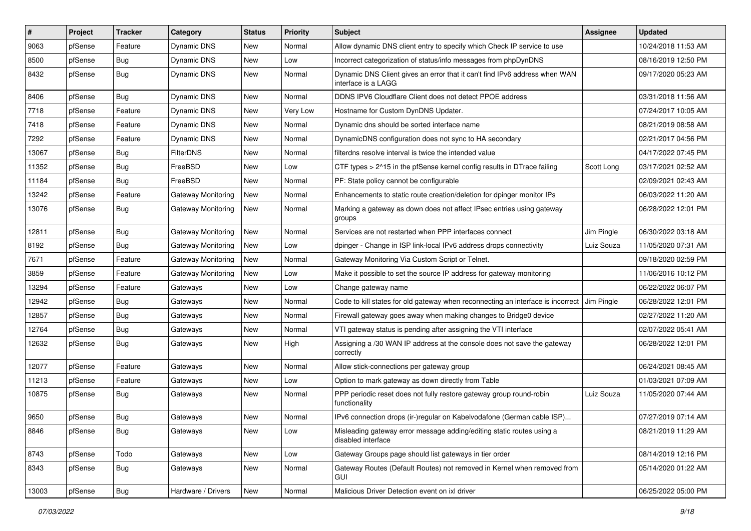| # | Project | Tracker | Category | Status | Priority | Subject | Assignee | Updated |
|---|---|---|---|---|---|---|---|---|
| 9063 | pfSense | Feature | Dynamic DNS | New | Normal | Allow dynamic DNS client entry to specify which Check IP service to use | | 10/24/2018 11:53 AM |
| 8500 | pfSense | Bug | Dynamic DNS | New | Low | Incorrect categorization of status/info messages from phpDynDNS | | 08/16/2019 12:50 PM |
| 8432 | pfSense | Bug | Dynamic DNS | New | Normal | Dynamic DNS Client gives an error that it can't find IPv6 address when WAN interface is a LAGG | | 09/17/2020 05:23 AM |
| 8406 | pfSense | Bug | Dynamic DNS | New | Normal | DDNS IPV6 Cloudflare Client does not detect PPOE address | | 03/31/2018 11:56 AM |
| 7718 | pfSense | Feature | Dynamic DNS | New | Very Low | Hostname for Custom DynDNS Updater. | | 07/24/2017 10:05 AM |
| 7418 | pfSense | Feature | Dynamic DNS | New | Normal | Dynamic dns should be sorted interface name | | 08/21/2019 08:58 AM |
| 7292 | pfSense | Feature | Dynamic DNS | New | Normal | DynamicDNS configuration does not sync to HA secondary | | 02/21/2017 04:56 PM |
| 13067 | pfSense | Bug | FilterDNS | New | Normal | filterdns resolve interval is twice the intended value | | 04/17/2022 07:45 PM |
| 11352 | pfSense | Bug | FreeBSD | New | Low | CTF types > 2^15 in the pfSense kernel config results in DTrace failing | Scott Long | 03/17/2021 02:52 AM |
| 11184 | pfSense | Bug | FreeBSD | New | Normal | PF: State policy cannot be configurable | | 02/09/2021 02:43 AM |
| 13242 | pfSense | Feature | Gateway Monitoring | New | Normal | Enhancements to static route creation/deletion for dpinger monitor IPs | | 06/03/2022 11:20 AM |
| 13076 | pfSense | Bug | Gateway Monitoring | New | Normal | Marking a gateway as down does not affect IPsec entries using gateway groups | | 06/28/2022 12:01 PM |
| 12811 | pfSense | Bug | Gateway Monitoring | New | Normal | Services are not restarted when PPP interfaces connect | Jim Pingle | 06/30/2022 03:18 AM |
| 8192 | pfSense | Bug | Gateway Monitoring | New | Low | dpinger - Change in ISP link-local IPv6 address drops connectivity | Luiz Souza | 11/05/2020 07:31 AM |
| 7671 | pfSense | Feature | Gateway Monitoring | New | Normal | Gateway Monitoring Via Custom Script or Telnet. | | 09/18/2020 02:59 PM |
| 3859 | pfSense | Feature | Gateway Monitoring | New | Low | Make it possible to set the source IP address for gateway monitoring | | 11/06/2016 10:12 PM |
| 13294 | pfSense | Feature | Gateways | New | Low | Change gateway name | | 06/22/2022 06:07 PM |
| 12942 | pfSense | Bug | Gateways | New | Normal | Code to kill states for old gateway when reconnecting an interface is incorrect | Jim Pingle | 06/28/2022 12:01 PM |
| 12857 | pfSense | Bug | Gateways | New | Normal | Firewall gateway goes away when making changes to Bridge0 device | | 02/27/2022 11:20 AM |
| 12764 | pfSense | Bug | Gateways | New | Normal | VTI gateway status is pending after assigning the VTI interface | | 02/07/2022 05:41 AM |
| 12632 | pfSense | Bug | Gateways | New | High | Assigning a /30 WAN IP address at the console does not save the gateway correctly | | 06/28/2022 12:01 PM |
| 12077 | pfSense | Feature | Gateways | New | Normal | Allow stick-connections per gateway group | | 06/24/2021 08:45 AM |
| 11213 | pfSense | Feature | Gateways | New | Low | Option to mark gateway as down directly from Table | | 01/03/2021 07:09 AM |
| 10875 | pfSense | Bug | Gateways | New | Normal | PPP periodic reset does not fully restore gateway group round-robin functionality | Luiz Souza | 11/05/2020 07:44 AM |
| 9650 | pfSense | Bug | Gateways | New | Normal | IPv6 connection drops (ir-)regular on Kabelvodafone (German cable ISP)... | | 07/27/2019 07:14 AM |
| 8846 | pfSense | Bug | Gateways | New | Low | Misleading gateway error message adding/editing static routes using a disabled interface | | 08/21/2019 11:29 AM |
| 8743 | pfSense | Todo | Gateways | New | Low | Gateway Groups page should list gateways in tier order | | 08/14/2019 12:16 PM |
| 8343 | pfSense | Bug | Gateways | New | Normal | Gateway Routes (Default Routes) not removed in Kernel when removed from GUI | | 05/14/2020 01:22 AM |
| 13003 | pfSense | Bug | Hardware / Drivers | New | Normal | Malicious Driver Detection event on ixl driver | | 06/25/2022 05:00 PM |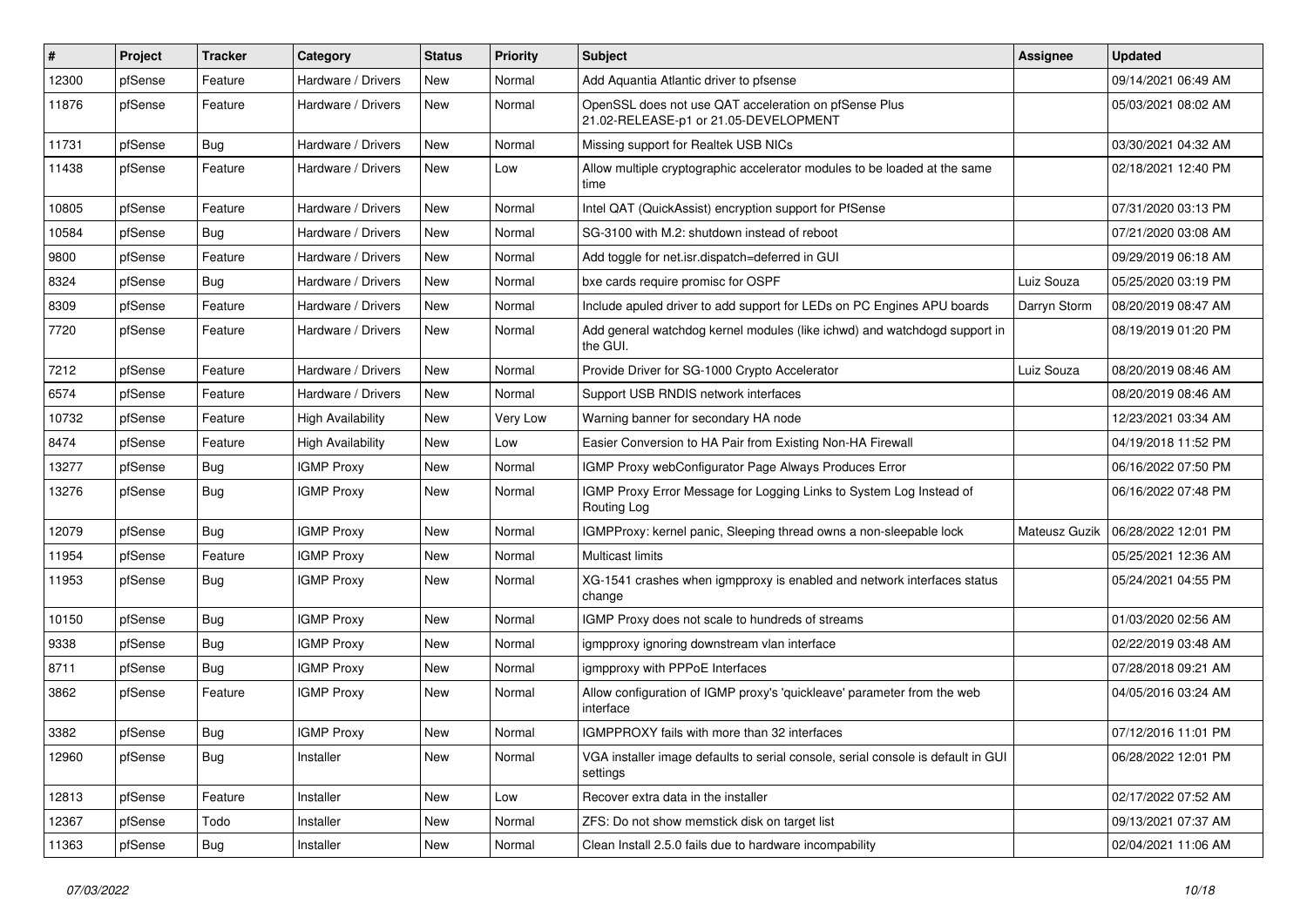| # | Project | Tracker | Category | Status | Priority | Subject | Assignee | Updated |
|---|---|---|---|---|---|---|---|---|
| 12300 | pfSense | Feature | Hardware / Drivers | New | Normal | Add Aquantia Atlantic driver to pfsense | | 09/14/2021 06:49 AM |
| 11876 | pfSense | Feature | Hardware / Drivers | New | Normal | OpenSSL does not use QAT acceleration on pfSense Plus 21.02-RELEASE-p1 or 21.05-DEVELOPMENT | | 05/03/2021 08:02 AM |
| 11731 | pfSense | Bug | Hardware / Drivers | New | Normal | Missing support for Realtek USB NICs | | 03/30/2021 04:32 AM |
| 11438 | pfSense | Feature | Hardware / Drivers | New | Low | Allow multiple cryptographic accelerator modules to be loaded at the same time | | 02/18/2021 12:40 PM |
| 10805 | pfSense | Feature | Hardware / Drivers | New | Normal | Intel QAT (QuickAssist) encryption support for PfSense | | 07/31/2020 03:13 PM |
| 10584 | pfSense | Bug | Hardware / Drivers | New | Normal | SG-3100 with M.2: shutdown instead of reboot | | 07/21/2020 03:08 AM |
| 9800 | pfSense | Feature | Hardware / Drivers | New | Normal | Add toggle for net.isr.dispatch=deferred in GUI | | 09/29/2019 06:18 AM |
| 8324 | pfSense | Bug | Hardware / Drivers | New | Normal | bxe cards require promisc for OSPF | Luiz Souza | 05/25/2020 03:19 PM |
| 8309 | pfSense | Feature | Hardware / Drivers | New | Normal | Include apuled driver to add support for LEDs on PC Engines APU boards | Darryn Storm | 08/20/2019 08:47 AM |
| 7720 | pfSense | Feature | Hardware / Drivers | New | Normal | Add general watchdog kernel modules (like ichwd) and watchdogd support in the GUI. | | 08/19/2019 01:20 PM |
| 7212 | pfSense | Feature | Hardware / Drivers | New | Normal | Provide Driver for SG-1000 Crypto Accelerator | Luiz Souza | 08/20/2019 08:46 AM |
| 6574 | pfSense | Feature | Hardware / Drivers | New | Normal | Support USB RNDIS network interfaces | | 08/20/2019 08:46 AM |
| 10732 | pfSense | Feature | High Availability | New | Very Low | Warning banner for secondary HA node | | 12/23/2021 03:34 AM |
| 8474 | pfSense | Feature | High Availability | New | Low | Easier Conversion to HA Pair from Existing Non-HA Firewall | | 04/19/2018 11:52 PM |
| 13277 | pfSense | Bug | IGMP Proxy | New | Normal | IGMP Proxy webConfigurator Page Always Produces Error | | 06/16/2022 07:50 PM |
| 13276 | pfSense | Bug | IGMP Proxy | New | Normal | IGMP Proxy Error Message for Logging Links to System Log Instead of Routing Log | | 06/16/2022 07:48 PM |
| 12079 | pfSense | Bug | IGMP Proxy | New | Normal | IGMPProxy: kernel panic, Sleeping thread owns a non-sleepable lock | Mateusz Guzik | 06/28/2022 12:01 PM |
| 11954 | pfSense | Feature | IGMP Proxy | New | Normal | Multicast limits | | 05/25/2021 12:36 AM |
| 11953 | pfSense | Bug | IGMP Proxy | New | Normal | XG-1541 crashes when igmpproxy is enabled and network interfaces status change | | 05/24/2021 04:55 PM |
| 10150 | pfSense | Bug | IGMP Proxy | New | Normal | IGMP Proxy does not scale to hundreds of streams | | 01/03/2020 02:56 AM |
| 9338 | pfSense | Bug | IGMP Proxy | New | Normal | igmpproxy ignoring downstream vlan interface | | 02/22/2019 03:48 AM |
| 8711 | pfSense | Bug | IGMP Proxy | New | Normal | igmpproxy with PPPoE Interfaces | | 07/28/2018 09:21 AM |
| 3862 | pfSense | Feature | IGMP Proxy | New | Normal | Allow configuration of IGMP proxy's 'quickleave' parameter from the web interface | | 04/05/2016 03:24 AM |
| 3382 | pfSense | Bug | IGMP Proxy | New | Normal | IGMPPROXY fails with more than 32 interfaces | | 07/12/2016 11:01 PM |
| 12960 | pfSense | Bug | Installer | New | Normal | VGA installer image defaults to serial console, serial console is default in GUI settings | | 06/28/2022 12:01 PM |
| 12813 | pfSense | Feature | Installer | New | Low | Recover extra data in the installer | | 02/17/2022 07:52 AM |
| 12367 | pfSense | Todo | Installer | New | Normal | ZFS: Do not show memstick disk on target list | | 09/13/2021 07:37 AM |
| 11363 | pfSense | Bug | Installer | New | Normal | Clean Install 2.5.0 fails due to hardware incompability | | 02/04/2021 11:06 AM |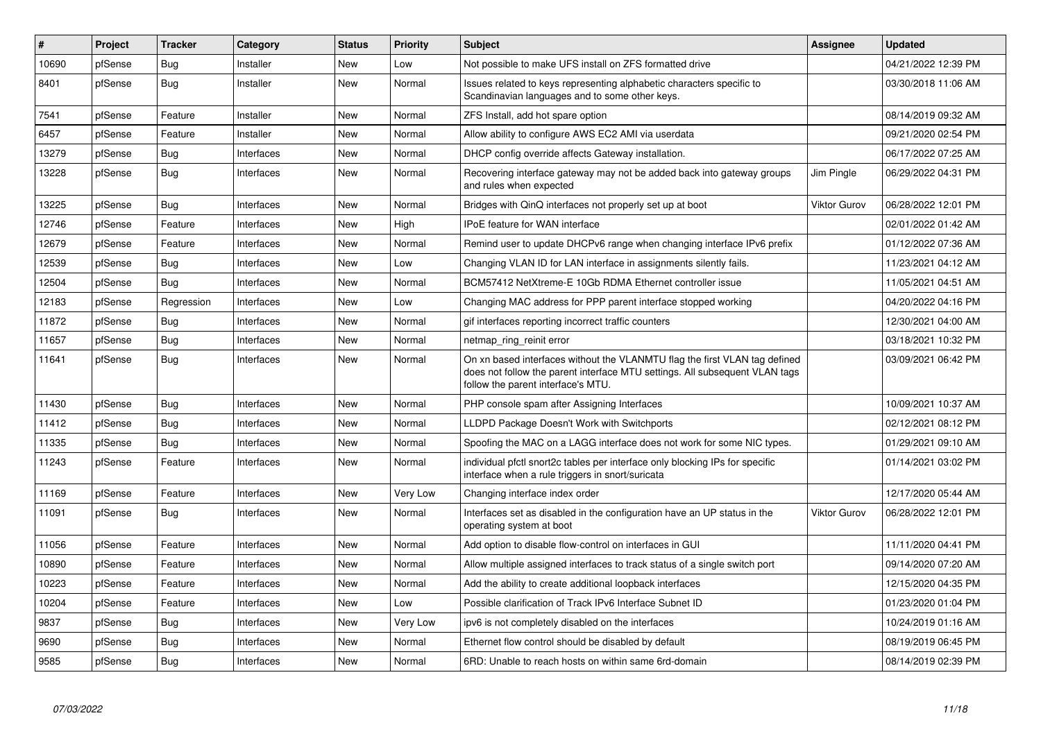| # | Project | Tracker | Category | Status | Priority | Subject | Assignee | Updated |
|---|---|---|---|---|---|---|---|---|
| 10690 | pfSense | Bug | Installer | New | Low | Not possible to make UFS install on ZFS formatted drive | | 04/21/2022 12:39 PM |
| 8401 | pfSense | Bug | Installer | New | Normal | Issues related to keys representing alphabetic characters specific to Scandinavian languages and to some other keys. | | 03/30/2018 11:06 AM |
| 7541 | pfSense | Feature | Installer | New | Normal | ZFS Install, add hot spare option | | 08/14/2019 09:32 AM |
| 6457 | pfSense | Feature | Installer | New | Normal | Allow ability to configure AWS EC2 AMI via userdata | | 09/21/2020 02:54 PM |
| 13279 | pfSense | Bug | Interfaces | New | Normal | DHCP config override affects Gateway installation. | | 06/17/2022 07:25 AM |
| 13228 | pfSense | Bug | Interfaces | New | Normal | Recovering interface gateway may not be added back into gateway groups and rules when expected | Jim Pingle | 06/29/2022 04:31 PM |
| 13225 | pfSense | Bug | Interfaces | New | Normal | Bridges with QinQ interfaces not properly set up at boot | Viktor Gurov | 06/28/2022 12:01 PM |
| 12746 | pfSense | Feature | Interfaces | New | High | IPoE feature for WAN interface | | 02/01/2022 01:42 AM |
| 12679 | pfSense | Feature | Interfaces | New | Normal | Remind user to update DHCPv6 range when changing interface IPv6 prefix | | 01/12/2022 07:36 AM |
| 12539 | pfSense | Bug | Interfaces | New | Low | Changing VLAN ID for LAN interface in assignments silently fails. | | 11/23/2021 04:12 AM |
| 12504 | pfSense | Bug | Interfaces | New | Normal | BCM57412 NetXtreme-E 10Gb RDMA Ethernet controller issue | | 11/05/2021 04:51 AM |
| 12183 | pfSense | Regression | Interfaces | New | Low | Changing MAC address for PPP parent interface stopped working | | 04/20/2022 04:16 PM |
| 11872 | pfSense | Bug | Interfaces | New | Normal | gif interfaces reporting incorrect traffic counters | | 12/30/2021 04:00 AM |
| 11657 | pfSense | Bug | Interfaces | New | Normal | netmap_ring_reinit error | | 03/18/2021 10:32 PM |
| 11641 | pfSense | Bug | Interfaces | New | Normal | On xn based interfaces without the VLANMTU flag the first VLAN tag defined does not follow the parent interface MTU settings. All subsequent VLAN tags follow the parent interface's MTU. | | 03/09/2021 06:42 PM |
| 11430 | pfSense | Bug | Interfaces | New | Normal | PHP console spam after Assigning Interfaces | | 10/09/2021 10:37 AM |
| 11412 | pfSense | Bug | Interfaces | New | Normal | LLDPD Package Doesn't Work with Switchports | | 02/12/2021 08:12 PM |
| 11335 | pfSense | Bug | Interfaces | New | Normal | Spoofing the MAC on a LAGG interface does not work for some NIC types. | | 01/29/2021 09:10 AM |
| 11243 | pfSense | Feature | Interfaces | New | Normal | individual pfctl snort2c tables per interface only blocking IPs for specific interface when a rule triggers in snort/suricata | | 01/14/2021 03:02 PM |
| 11169 | pfSense | Feature | Interfaces | New | Very Low | Changing interface index order | | 12/17/2020 05:44 AM |
| 11091 | pfSense | Bug | Interfaces | New | Normal | Interfaces set as disabled in the configuration have an UP status in the operating system at boot | Viktor Gurov | 06/28/2022 12:01 PM |
| 11056 | pfSense | Feature | Interfaces | New | Normal | Add option to disable flow-control on interfaces in GUI | | 11/11/2020 04:41 PM |
| 10890 | pfSense | Feature | Interfaces | New | Normal | Allow multiple assigned interfaces to track status of a single switch port | | 09/14/2020 07:20 AM |
| 10223 | pfSense | Feature | Interfaces | New | Normal | Add the ability to create additional loopback interfaces | | 12/15/2020 04:35 PM |
| 10204 | pfSense | Feature | Interfaces | New | Low | Possible clarification of Track IPv6 Interface Subnet ID | | 01/23/2020 01:04 PM |
| 9837 | pfSense | Bug | Interfaces | New | Very Low | ipv6 is not completely disabled on the interfaces | | 10/24/2019 01:16 AM |
| 9690 | pfSense | Bug | Interfaces | New | Normal | Ethernet flow control should be disabled by default | | 08/19/2019 06:45 PM |
| 9585 | pfSense | Bug | Interfaces | New | Normal | 6RD: Unable to reach hosts on within same 6rd-domain | | 08/14/2019 02:39 PM |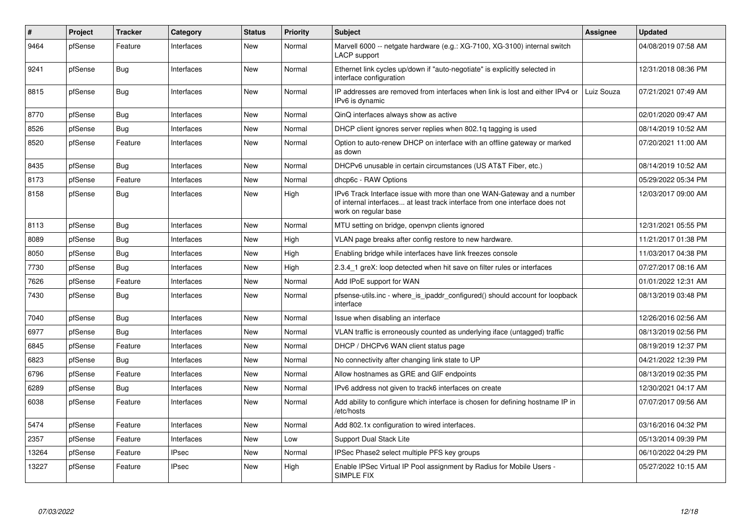| # | Project | Tracker | Category | Status | Priority | Subject | Assignee | Updated |
|---|---|---|---|---|---|---|---|---|
| 9464 | pfSense | Feature | Interfaces | New | Normal | Marvell 6000 -- netgate hardware (e.g.: XG-7100, XG-3100) internal switch LACP support | | 04/08/2019 07:58 AM |
| 9241 | pfSense | Bug | Interfaces | New | Normal | Ethernet link cycles up/down if "auto-negotiate" is explicitly selected in interface configuration | | 12/31/2018 08:36 PM |
| 8815 | pfSense | Bug | Interfaces | New | Normal | IP addresses are removed from interfaces when link is lost and either IPv4 or IPv6 is dynamic | Luiz Souza | 07/21/2021 07:49 AM |
| 8770 | pfSense | Bug | Interfaces | New | Normal | QinQ interfaces always show as active | | 02/01/2020 09:47 AM |
| 8526 | pfSense | Bug | Interfaces | New | Normal | DHCP client ignores server replies when 802.1q tagging is used | | 08/14/2019 10:52 AM |
| 8520 | pfSense | Feature | Interfaces | New | Normal | Option to auto-renew DHCP on interface with an offline gateway or marked as down | | 07/20/2021 11:00 AM |
| 8435 | pfSense | Bug | Interfaces | New | Normal | DHCPv6 unusable in certain circumstances (US AT&T Fiber, etc.) | | 08/14/2019 10:52 AM |
| 8173 | pfSense | Feature | Interfaces | New | Normal | dhcp6c - RAW Options | | 05/29/2022 05:34 PM |
| 8158 | pfSense | Bug | Interfaces | New | High | IPv6 Track Interface issue with more than one WAN-Gateway and a number of internal interfaces... at least track interface from one interface does not work on regular base | | 12/03/2017 09:00 AM |
| 8113 | pfSense | Bug | Interfaces | New | Normal | MTU setting on bridge, openvpn clients ignored | | 12/31/2021 05:55 PM |
| 8089 | pfSense | Bug | Interfaces | New | High | VLAN page breaks after config restore to new hardware. | | 11/21/2017 01:38 PM |
| 8050 | pfSense | Bug | Interfaces | New | High | Enabling bridge while interfaces have link freezes console | | 11/03/2017 04:38 PM |
| 7730 | pfSense | Bug | Interfaces | New | High | 2.3.4_1 greX: loop detected when hit save on filter rules or interfaces | | 07/27/2017 08:16 AM |
| 7626 | pfSense | Feature | Interfaces | New | Normal | Add IPoE support for WAN | | 01/01/2022 12:31 AM |
| 7430 | pfSense | Bug | Interfaces | New | Normal | pfsense-utils.inc - where_is_ipaddr_configured() should account for loopback interface | | 08/13/2019 03:48 PM |
| 7040 | pfSense | Bug | Interfaces | New | Normal | Issue when disabling an interface | | 12/26/2016 02:56 AM |
| 6977 | pfSense | Bug | Interfaces | New | Normal | VLAN traffic is erroneously counted as underlying iface (untagged) traffic | | 08/13/2019 02:56 PM |
| 6845 | pfSense | Feature | Interfaces | New | Normal | DHCP / DHCPv6 WAN client status page | | 08/19/2019 12:37 PM |
| 6823 | pfSense | Bug | Interfaces | New | Normal | No connectivity after changing link state to UP | | 04/21/2022 12:39 PM |
| 6796 | pfSense | Feature | Interfaces | New | Normal | Allow hostnames as GRE and GIF endpoints | | 08/13/2019 02:35 PM |
| 6289 | pfSense | Bug | Interfaces | New | Normal | IPv6 address not given to track6 interfaces on create | | 12/30/2021 04:17 AM |
| 6038 | pfSense | Feature | Interfaces | New | Normal | Add ability to configure which interface is chosen for defining hostname IP in /etc/hosts | | 07/07/2017 09:56 AM |
| 5474 | pfSense | Feature | Interfaces | New | Normal | Add 802.1x configuration to wired interfaces. | | 03/16/2016 04:32 PM |
| 2357 | pfSense | Feature | Interfaces | New | Low | Support Dual Stack Lite | | 05/13/2014 09:39 PM |
| 13264 | pfSense | Feature | IPsec | New | Normal | IPSec Phase2 select multiple PFS key groups | | 06/10/2022 04:29 PM |
| 13227 | pfSense | Feature | IPsec | New | High | Enable IPSec Virtual IP Pool assignment by Radius for Mobile Users - SIMPLE FIX | | 05/27/2022 10:15 AM |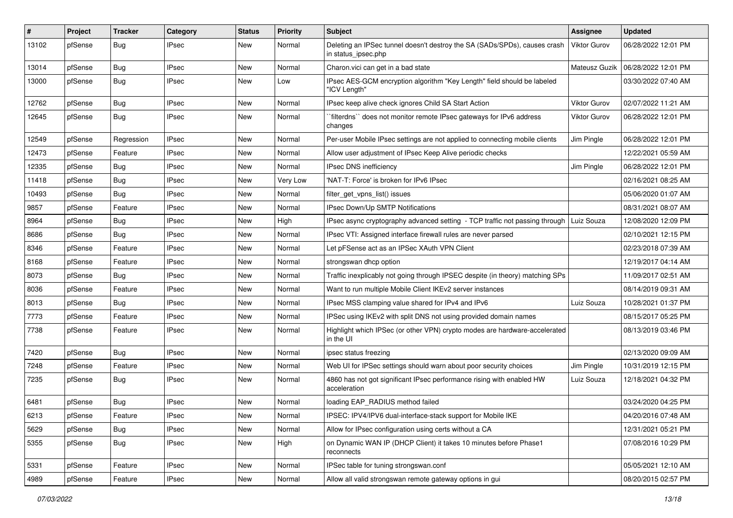| # | Project | Tracker | Category | Status | Priority | Subject | Assignee | Updated |
|---|---|---|---|---|---|---|---|---|
| 13102 | pfSense | Bug | IPsec | New | Normal | Deleting an IPSec tunnel doesn't destroy the SA (SADs/SPDs), causes crash in status_ipsec.php | Viktor Gurov | 06/28/2022 12:01 PM |
| 13014 | pfSense | Bug | IPsec | New | Normal | Charon.vici can get in a bad state | Mateusz Guzik | 06/28/2022 12:01 PM |
| 13000 | pfSense | Bug | IPsec | New | Low | IPsec AES-GCM encryption algorithm "Key Length" field should be labeled "ICV Length" | | 03/30/2022 07:40 AM |
| 12762 | pfSense | Bug | IPsec | New | Normal | IPsec keep alive check ignores Child SA Start Action | Viktor Gurov | 02/07/2022 11:21 AM |
| 12645 | pfSense | Bug | IPsec | New | Normal | ``filterdns`` does not monitor remote IPsec gateways for IPv6 address changes | Viktor Gurov | 06/28/2022 12:01 PM |
| 12549 | pfSense | Regression | IPsec | New | Normal | Per-user Mobile IPsec settings are not applied to connecting mobile clients | Jim Pingle | 06/28/2022 12:01 PM |
| 12473 | pfSense | Feature | IPsec | New | Normal | Allow user adjustment of IPsec Keep Alive periodic checks | | 12/22/2021 05:59 AM |
| 12335 | pfSense | Bug | IPsec | New | Normal | IPsec DNS inefficiency | Jim Pingle | 06/28/2022 12:01 PM |
| 11418 | pfSense | Bug | IPsec | New | Very Low | 'NAT-T: Force' is broken for IPv6 IPsec | | 02/16/2021 08:25 AM |
| 10493 | pfSense | Bug | IPsec | New | Normal | filter_get_vpns_list() issues | | 05/06/2020 01:07 AM |
| 9857 | pfSense | Feature | IPsec | New | Normal | IPsec Down/Up SMTP Notifications | | 08/31/2021 08:07 AM |
| 8964 | pfSense | Bug | IPsec | New | High | IPsec async cryptography advanced setting - TCP traffic not passing through | Luiz Souza | 12/08/2020 12:09 PM |
| 8686 | pfSense | Bug | IPsec | New | Normal | IPsec VTI: Assigned interface firewall rules are never parsed | | 02/10/2021 12:15 PM |
| 8346 | pfSense | Feature | IPsec | New | Normal | Let pFSense act as an IPSec XAuth VPN Client | | 02/23/2018 07:39 AM |
| 8168 | pfSense | Feature | IPsec | New | Normal | strongswan dhcp option | | 12/19/2017 04:14 AM |
| 8073 | pfSense | Bug | IPsec | New | Normal | Traffic inexplicably not going through IPSEC despite (in theory) matching SPs | | 11/09/2017 02:51 AM |
| 8036 | pfSense | Feature | IPsec | New | Normal | Want to run multiple Mobile Client IKEv2 server instances | | 08/14/2019 09:31 AM |
| 8013 | pfSense | Bug | IPsec | New | Normal | IPsec MSS clamping value shared for IPv4 and IPv6 | Luiz Souza | 10/28/2021 01:37 PM |
| 7773 | pfSense | Feature | IPsec | New | Normal | IPSec using IKEv2 with split DNS not using provided domain names | | 08/15/2017 05:25 PM |
| 7738 | pfSense | Feature | IPsec | New | Normal | Highlight which IPSec (or other VPN) crypto modes are hardware-accelerated in the UI | | 08/13/2019 03:46 PM |
| 7420 | pfSense | Bug | IPsec | New | Normal | ipsec status freezing | | 02/13/2020 09:09 AM |
| 7248 | pfSense | Feature | IPsec | New | Normal | Web UI for IPSec settings should warn about poor security choices | Jim Pingle | 10/31/2019 12:15 PM |
| 7235 | pfSense | Bug | IPsec | New | Normal | 4860 has not got significant IPsec performance rising with enabled HW acceleration | Luiz Souza | 12/18/2021 04:32 PM |
| 6481 | pfSense | Bug | IPsec | New | Normal | loading EAP_RADIUS method failed | | 03/24/2020 04:25 PM |
| 6213 | pfSense | Feature | IPsec | New | Normal | IPSEC: IPV4/IPV6 dual-interface-stack support for Mobile IKE | | 04/20/2016 07:48 AM |
| 5629 | pfSense | Bug | IPsec | New | Normal | Allow for IPsec configuration using certs without a CA | | 12/31/2021 05:21 PM |
| 5355 | pfSense | Bug | IPsec | New | High | on Dynamic WAN IP (DHCP Client) it takes 10 minutes before Phase1 reconnects | | 07/08/2016 10:29 PM |
| 5331 | pfSense | Feature | IPsec | New | Normal | IPSec table for tuning strongswan.conf | | 05/05/2021 12:10 AM |
| 4989 | pfSense | Feature | IPsec | New | Normal | Allow all valid strongswan remote gateway options in gui | | 08/20/2015 02:57 PM |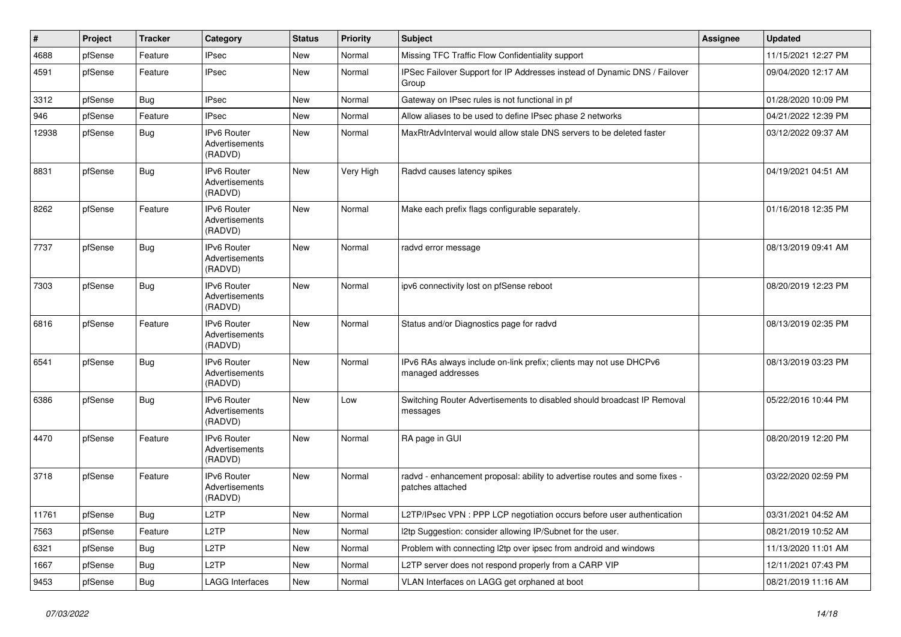| # | Project | Tracker | Category | Status | Priority | Subject | Assignee | Updated |
|---|---|---|---|---|---|---|---|---|
| 4688 | pfSense | Feature | IPsec | New | Normal | Missing TFC Traffic Flow Confidentiality support | | 11/15/2021 12:27 PM |
| 4591 | pfSense | Feature | IPsec | New | Normal | IPSec Failover Support for IP Addresses instead of Dynamic DNS / Failover Group | | 09/04/2020 12:17 AM |
| 3312 | pfSense | Bug | IPsec | New | Normal | Gateway on IPsec rules is not functional in pf | | 01/28/2020 10:09 PM |
| 946 | pfSense | Feature | IPsec | New | Normal | Allow aliases to be used to define IPsec phase 2 networks | | 04/21/2022 12:39 PM |
| 12938 | pfSense | Bug | IPv6 Router Advertisements (RADVD) | New | Normal | MaxRtrAdvInterval would allow stale DNS servers to be deleted faster | | 03/12/2022 09:37 AM |
| 8831 | pfSense | Bug | IPv6 Router Advertisements (RADVD) | New | Very High | Radvd causes latency spikes | | 04/19/2021 04:51 AM |
| 8262 | pfSense | Feature | IPv6 Router Advertisements (RADVD) | New | Normal | Make each prefix flags configurable separately. | | 01/16/2018 12:35 PM |
| 7737 | pfSense | Bug | IPv6 Router Advertisements (RADVD) | New | Normal | radvd error message | | 08/13/2019 09:41 AM |
| 7303 | pfSense | Bug | IPv6 Router Advertisements (RADVD) | New | Normal | ipv6 connectivity lost on pfSense reboot | | 08/20/2019 12:23 PM |
| 6816 | pfSense | Feature | IPv6 Router Advertisements (RADVD) | New | Normal | Status and/or Diagnostics page for radvd | | 08/13/2019 02:35 PM |
| 6541 | pfSense | Bug | IPv6 Router Advertisements (RADVD) | New | Normal | IPv6 RAs always include on-link prefix; clients may not use DHCPv6 managed addresses | | 08/13/2019 03:23 PM |
| 6386 | pfSense | Bug | IPv6 Router Advertisements (RADVD) | New | Low | Switching Router Advertisements to disabled should broadcast IP Removal messages | | 05/22/2016 10:44 PM |
| 4470 | pfSense | Feature | IPv6 Router Advertisements (RADVD) | New | Normal | RA page in GUI | | 08/20/2019 12:20 PM |
| 3718 | pfSense | Feature | IPv6 Router Advertisements (RADVD) | New | Normal | radvd - enhancement proposal: ability to advertise routes and some fixes - patches attached | | 03/22/2020 02:59 PM |
| 11761 | pfSense | Bug | L2TP | New | Normal | L2TP/IPsec VPN : PPP LCP negotiation occurs before user authentication | | 03/31/2021 04:52 AM |
| 7563 | pfSense | Feature | L2TP | New | Normal | l2tp Suggestion: consider allowing IP/Subnet for the user. | | 08/21/2019 10:52 AM |
| 6321 | pfSense | Bug | L2TP | New | Normal | Problem with connecting l2tp over ipsec from android and windows | | 11/13/2020 11:01 AM |
| 1667 | pfSense | Bug | L2TP | New | Normal | L2TP server does not respond properly from a CARP VIP | | 12/11/2021 07:43 PM |
| 9453 | pfSense | Bug | LAGG Interfaces | New | Normal | VLAN Interfaces on LAGG get orphaned at boot | | 08/21/2019 11:16 AM |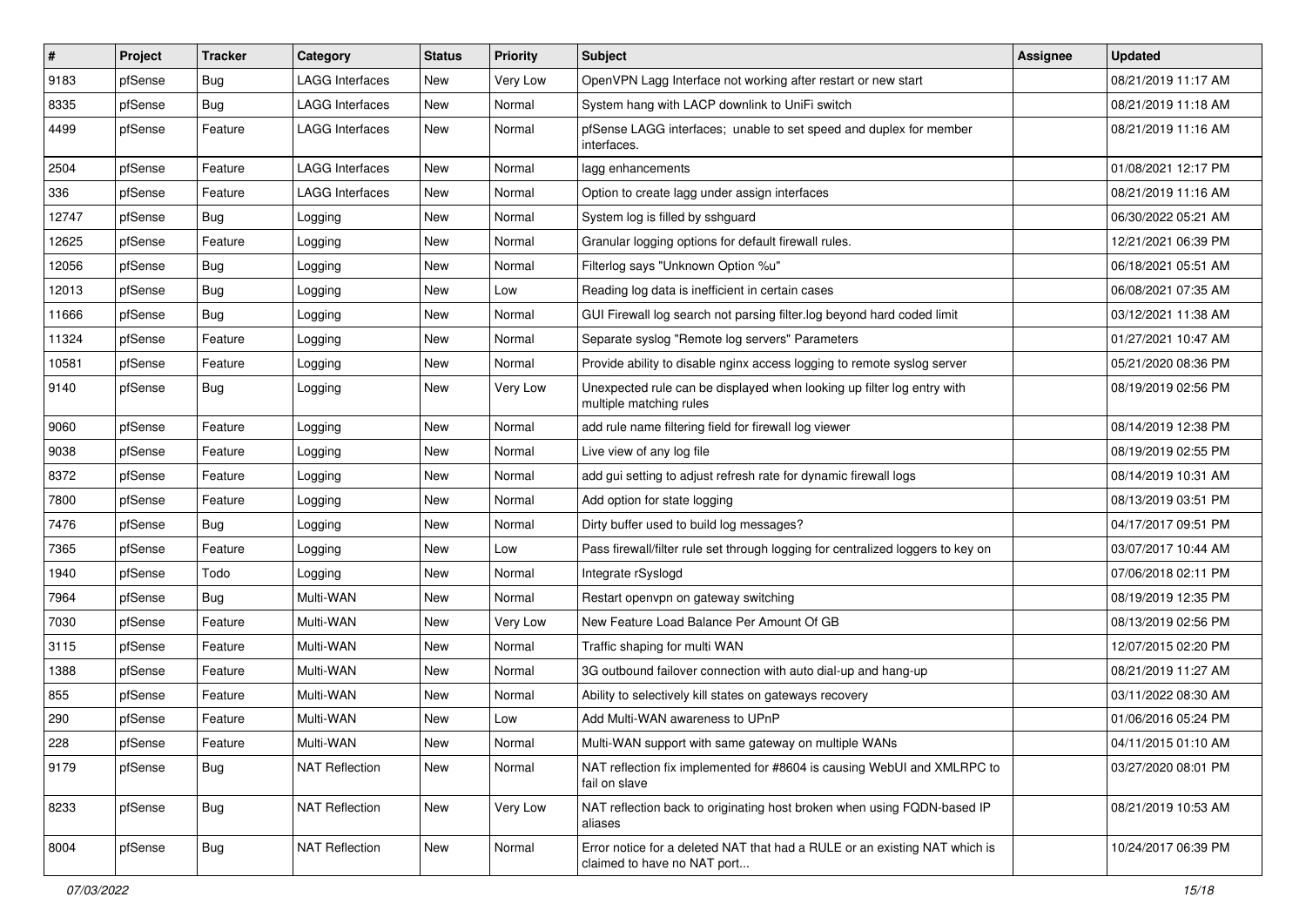| # | Project | Tracker | Category | Status | Priority | Subject | Assignee | Updated |
|---|---|---|---|---|---|---|---|---|
| 9183 | pfSense | Bug | LAGG Interfaces | New | Very Low | OpenVPN Lagg Interface not working after restart or new start | | 08/21/2019 11:17 AM |
| 8335 | pfSense | Bug | LAGG Interfaces | New | Normal | System hang with LACP downlink to UniFi switch | | 08/21/2019 11:18 AM |
| 4499 | pfSense | Feature | LAGG Interfaces | New | Normal | pfSense LAGG interfaces; unable to set speed and duplex for member interfaces. | | 08/21/2019 11:16 AM |
| 2504 | pfSense | Feature | LAGG Interfaces | New | Normal | lagg enhancements | | 01/08/2021 12:17 PM |
| 336 | pfSense | Feature | LAGG Interfaces | New | Normal | Option to create lagg under assign interfaces | | 08/21/2019 11:16 AM |
| 12747 | pfSense | Bug | Logging | New | Normal | System log is filled by sshguard | | 06/30/2022 05:21 AM |
| 12625 | pfSense | Feature | Logging | New | Normal | Granular logging options for default firewall rules. | | 12/21/2021 06:39 PM |
| 12056 | pfSense | Bug | Logging | New | Normal | Filterlog says "Unknown Option %u" | | 06/18/2021 05:51 AM |
| 12013 | pfSense | Bug | Logging | New | Low | Reading log data is inefficient in certain cases | | 06/08/2021 07:35 AM |
| 11666 | pfSense | Bug | Logging | New | Normal | GUI Firewall log search not parsing filter.log beyond hard coded limit | | 03/12/2021 11:38 AM |
| 11324 | pfSense | Feature | Logging | New | Normal | Separate syslog "Remote log servers" Parameters | | 01/27/2021 10:47 AM |
| 10581 | pfSense | Feature | Logging | New | Normal | Provide ability to disable nginx access logging to remote syslog server | | 05/21/2020 08:36 PM |
| 9140 | pfSense | Bug | Logging | New | Very Low | Unexpected rule can be displayed when looking up filter log entry with multiple matching rules | | 08/19/2019 02:56 PM |
| 9060 | pfSense | Feature | Logging | New | Normal | add rule name filtering field for firewall log viewer | | 08/14/2019 12:38 PM |
| 9038 | pfSense | Feature | Logging | New | Normal | Live view of any log file | | 08/19/2019 02:55 PM |
| 8372 | pfSense | Feature | Logging | New | Normal | add gui setting to adjust refresh rate for dynamic firewall logs | | 08/14/2019 10:31 AM |
| 7800 | pfSense | Feature | Logging | New | Normal | Add option for state logging | | 08/13/2019 03:51 PM |
| 7476 | pfSense | Bug | Logging | New | Normal | Dirty buffer used to build log messages? | | 04/17/2017 09:51 PM |
| 7365 | pfSense | Feature | Logging | New | Low | Pass firewall/filter rule set through logging for centralized loggers to key on | | 03/07/2017 10:44 AM |
| 1940 | pfSense | Todo | Logging | New | Normal | Integrate rSyslogd | | 07/06/2018 02:11 PM |
| 7964 | pfSense | Bug | Multi-WAN | New | Normal | Restart openvpn on gateway switching | | 08/19/2019 12:35 PM |
| 7030 | pfSense | Feature | Multi-WAN | New | Very Low | New Feature Load Balance Per Amount Of GB | | 08/13/2019 02:56 PM |
| 3115 | pfSense | Feature | Multi-WAN | New | Normal | Traffic shaping for multi WAN | | 12/07/2015 02:20 PM |
| 1388 | pfSense | Feature | Multi-WAN | New | Normal | 3G outbound failover connection with auto dial-up and hang-up | | 08/21/2019 11:27 AM |
| 855 | pfSense | Feature | Multi-WAN | New | Normal | Ability to selectively kill states on gateways recovery | | 03/11/2022 08:30 AM |
| 290 | pfSense | Feature | Multi-WAN | New | Low | Add Multi-WAN awareness to UPnP | | 01/06/2016 05:24 PM |
| 228 | pfSense | Feature | Multi-WAN | New | Normal | Multi-WAN support with same gateway on multiple WANs | | 04/11/2015 01:10 AM |
| 9179 | pfSense | Bug | NAT Reflection | New | Normal | NAT reflection fix implemented for #8604 is causing WebUI and XMLRPC to fail on slave | | 03/27/2020 08:01 PM |
| 8233 | pfSense | Bug | NAT Reflection | New | Very Low | NAT reflection back to originating host broken when using FQDN-based IP aliases | | 08/21/2019 10:53 AM |
| 8004 | pfSense | Bug | NAT Reflection | New | Normal | Error notice for a deleted NAT that had a RULE or an existing NAT which is claimed to have no NAT port... | | 10/24/2017 06:39 PM |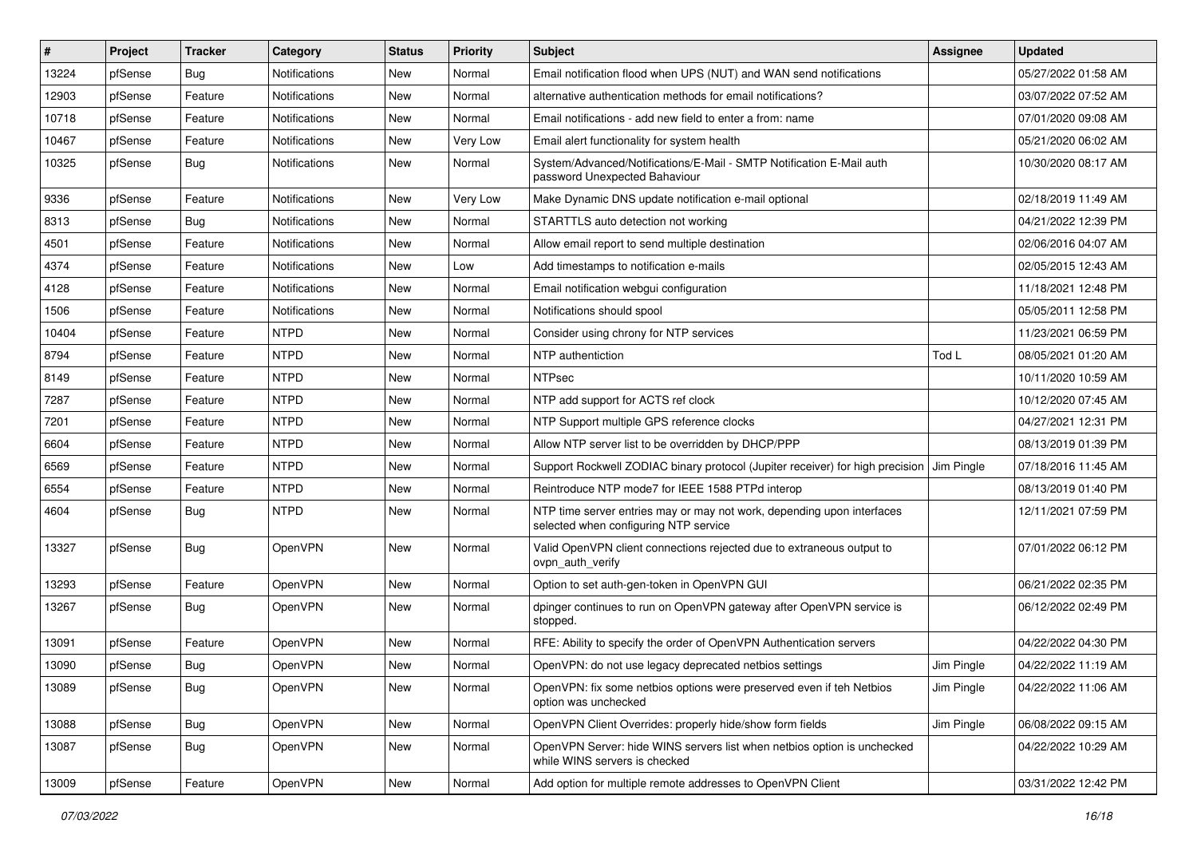| # | Project | Tracker | Category | Status | Priority | Subject | Assignee | Updated |
|---|---|---|---|---|---|---|---|---|
| 13224 | pfSense | Bug | Notifications | New | Normal | Email notification flood when UPS (NUT) and WAN send notifications | | 05/27/2022 01:58 AM |
| 12903 | pfSense | Feature | Notifications | New | Normal | alternative authentication methods for email notifications? | | 03/07/2022 07:52 AM |
| 10718 | pfSense | Feature | Notifications | New | Normal | Email notifications - add new field to enter a from: name | | 07/01/2020 09:08 AM |
| 10467 | pfSense | Feature | Notifications | New | Very Low | Email alert functionality for system health | | 05/21/2020 06:02 AM |
| 10325 | pfSense | Bug | Notifications | New | Normal | System/Advanced/Notifications/E-Mail - SMTP Notification E-Mail auth password Unexpected Bahaviour | | 10/30/2020 08:17 AM |
| 9336 | pfSense | Feature | Notifications | New | Very Low | Make Dynamic DNS update notification e-mail optional | | 02/18/2019 11:49 AM |
| 8313 | pfSense | Bug | Notifications | New | Normal | STARTTLS auto detection not working | | 04/21/2022 12:39 PM |
| 4501 | pfSense | Feature | Notifications | New | Normal | Allow email report to send multiple destination | | 02/06/2016 04:07 AM |
| 4374 | pfSense | Feature | Notifications | New | Low | Add timestamps to notification e-mails | | 02/05/2015 12:43 AM |
| 4128 | pfSense | Feature | Notifications | New | Normal | Email notification webgui configuration | | 11/18/2021 12:48 PM |
| 1506 | pfSense | Feature | Notifications | New | Normal | Notifications should spool | | 05/05/2011 12:58 PM |
| 10404 | pfSense | Feature | NTPD | New | Normal | Consider using chrony for NTP services | | 11/23/2021 06:59 PM |
| 8794 | pfSense | Feature | NTPD | New | Normal | NTP authentiction | Tod L | 08/05/2021 01:20 AM |
| 8149 | pfSense | Feature | NTPD | New | Normal | NTPsec | | 10/11/2020 10:59 AM |
| 7287 | pfSense | Feature | NTPD | New | Normal | NTP add support for ACTS ref clock | | 10/12/2020 07:45 AM |
| 7201 | pfSense | Feature | NTPD | New | Normal | NTP Support multiple GPS reference clocks | | 04/27/2021 12:31 PM |
| 6604 | pfSense | Feature | NTPD | New | Normal | Allow NTP server list to be overridden by DHCP/PPP | | 08/13/2019 01:39 PM |
| 6569 | pfSense | Feature | NTPD | New | Normal | Support Rockwell ZODIAC binary protocol (Jupiter receiver) for high precision | Jim Pingle | 07/18/2016 11:45 AM |
| 6554 | pfSense | Feature | NTPD | New | Normal | Reintroduce NTP mode7 for IEEE 1588 PTPd interop | | 08/13/2019 01:40 PM |
| 4604 | pfSense | Bug | NTPD | New | Normal | NTP time server entries may or may not work, depending upon interfaces selected when configuring NTP service | | 12/11/2021 07:59 PM |
| 13327 | pfSense | Bug | OpenVPN | New | Normal | Valid OpenVPN client connections rejected due to extraneous output to ovpn_auth_verify | | 07/01/2022 06:12 PM |
| 13293 | pfSense | Feature | OpenVPN | New | Normal | Option to set auth-gen-token in OpenVPN GUI | | 06/21/2022 02:35 PM |
| 13267 | pfSense | Bug | OpenVPN | New | Normal | dpinger continues to run on OpenVPN gateway after OpenVPN service is stopped. | | 06/12/2022 02:49 PM |
| 13091 | pfSense | Feature | OpenVPN | New | Normal | RFE: Ability to specify the order of OpenVPN Authentication servers | | 04/22/2022 04:30 PM |
| 13090 | pfSense | Bug | OpenVPN | New | Normal | OpenVPN: do not use legacy deprecated netbios settings | Jim Pingle | 04/22/2022 11:19 AM |
| 13089 | pfSense | Bug | OpenVPN | New | Normal | OpenVPN: fix some netbios options were preserved even if teh Netbios option was unchecked | Jim Pingle | 04/22/2022 11:06 AM |
| 13088 | pfSense | Bug | OpenVPN | New | Normal | OpenVPN Client Overrides: properly hide/show form fields | Jim Pingle | 06/08/2022 09:15 AM |
| 13087 | pfSense | Bug | OpenVPN | New | Normal | OpenVPN Server: hide WINS servers list when netbios option is unchecked while WINS servers is checked | | 04/22/2022 10:29 AM |
| 13009 | pfSense | Feature | OpenVPN | New | Normal | Add option for multiple remote addresses to OpenVPN Client | | 03/31/2022 12:42 PM |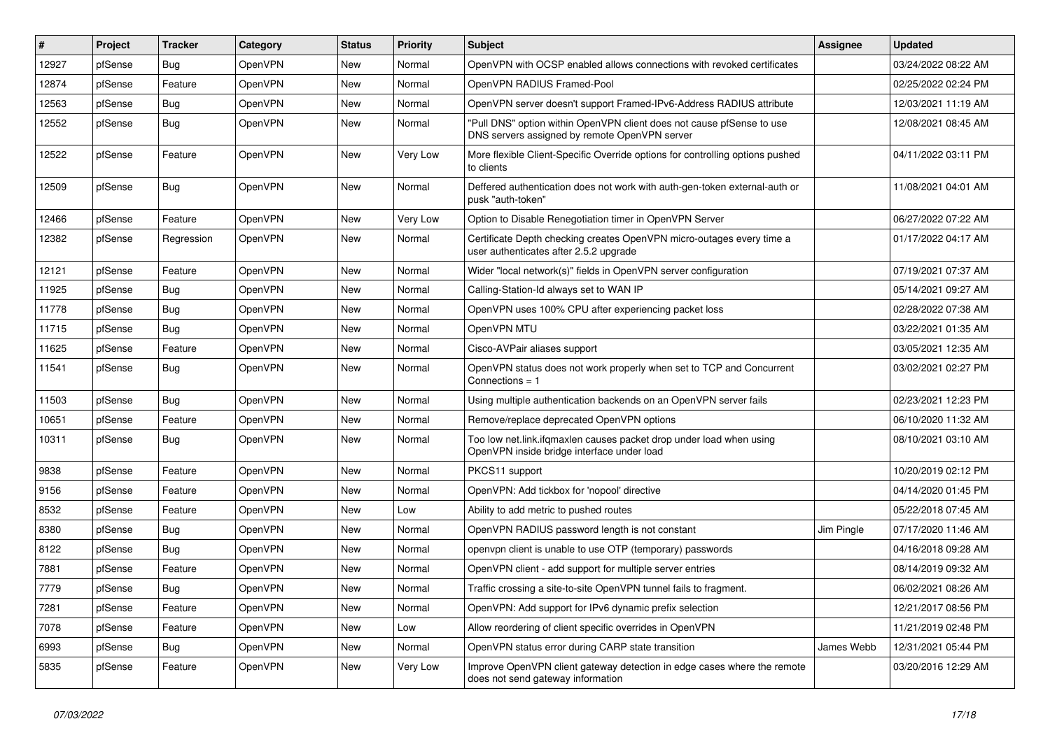| # | Project | Tracker | Category | Status | Priority | Subject | Assignee | Updated |
|---|---|---|---|---|---|---|---|---|
| 12927 | pfSense | Bug | OpenVPN | New | Normal | OpenVPN with OCSP enabled allows connections with revoked certificates | | 03/24/2022 08:22 AM |
| 12874 | pfSense | Feature | OpenVPN | New | Normal | OpenVPN RADIUS Framed-Pool | | 02/25/2022 02:24 PM |
| 12563 | pfSense | Bug | OpenVPN | New | Normal | OpenVPN server doesn't support Framed-IPv6-Address RADIUS attribute | | 12/03/2021 11:19 AM |
| 12552 | pfSense | Bug | OpenVPN | New | Normal | "Pull DNS" option within OpenVPN client does not cause pfSense to use DNS servers assigned by remote OpenVPN server | | 12/08/2021 08:45 AM |
| 12522 | pfSense | Feature | OpenVPN | New | Very Low | More flexible Client-Specific Override options for controlling options pushed to clients | | 04/11/2022 03:11 PM |
| 12509 | pfSense | Bug | OpenVPN | New | Normal | Deffered authentication does not work with auth-gen-token external-auth or pusk "auth-token" | | 11/08/2021 04:01 AM |
| 12466 | pfSense | Feature | OpenVPN | New | Very Low | Option to Disable Renegotiation timer in OpenVPN Server | | 06/27/2022 07:22 AM |
| 12382 | pfSense | Regression | OpenVPN | New | Normal | Certificate Depth checking creates OpenVPN micro-outages every time a user authenticates after 2.5.2 upgrade | | 01/17/2022 04:17 AM |
| 12121 | pfSense | Feature | OpenVPN | New | Normal | Wider "local network(s)" fields in OpenVPN server configuration | | 07/19/2021 07:37 AM |
| 11925 | pfSense | Bug | OpenVPN | New | Normal | Calling-Station-Id always set to WAN IP | | 05/14/2021 09:27 AM |
| 11778 | pfSense | Bug | OpenVPN | New | Normal | OpenVPN uses 100% CPU after experiencing packet loss | | 02/28/2022 07:38 AM |
| 11715 | pfSense | Bug | OpenVPN | New | Normal | OpenVPN MTU | | 03/22/2021 01:35 AM |
| 11625 | pfSense | Feature | OpenVPN | New | Normal | Cisco-AVPair aliases support | | 03/05/2021 12:35 AM |
| 11541 | pfSense | Bug | OpenVPN | New | Normal | OpenVPN status does not work properly when set to TCP and Concurrent Connections = 1 | | 03/02/2021 02:27 PM |
| 11503 | pfSense | Bug | OpenVPN | New | Normal | Using multiple authentication backends on an OpenVPN server fails | | 02/23/2021 12:23 PM |
| 10651 | pfSense | Feature | OpenVPN | New | Normal | Remove/replace deprecated OpenVPN options | | 06/10/2020 11:32 AM |
| 10311 | pfSense | Bug | OpenVPN | New | Normal | Too low net.link.ifqmaxlen causes packet drop under load when using OpenVPN inside bridge interface under load | | 08/10/2021 03:10 AM |
| 9838 | pfSense | Feature | OpenVPN | New | Normal | PKCS11 support | | 10/20/2019 02:12 PM |
| 9156 | pfSense | Feature | OpenVPN | New | Normal | OpenVPN: Add tickbox for 'nopool' directive | | 04/14/2020 01:45 PM |
| 8532 | pfSense | Feature | OpenVPN | New | Low | Ability to add metric to pushed routes | | 05/22/2018 07:45 AM |
| 8380 | pfSense | Bug | OpenVPN | New | Normal | OpenVPN RADIUS password length is not constant | Jim Pingle | 07/17/2020 11:46 AM |
| 8122 | pfSense | Bug | OpenVPN | New | Normal | openvpn client is unable to use OTP (temporary) passwords | | 04/16/2018 09:28 AM |
| 7881 | pfSense | Feature | OpenVPN | New | Normal | OpenVPN client - add support for multiple server entries | | 08/14/2019 09:32 AM |
| 7779 | pfSense | Bug | OpenVPN | New | Normal | Traffic crossing a site-to-site OpenVPN tunnel fails to fragment. | | 06/02/2021 08:26 AM |
| 7281 | pfSense | Feature | OpenVPN | New | Normal | OpenVPN: Add support for IPv6 dynamic prefix selection | | 12/21/2017 08:56 PM |
| 7078 | pfSense | Feature | OpenVPN | New | Low | Allow reordering of client specific overrides in OpenVPN | | 11/21/2019 02:48 PM |
| 6993 | pfSense | Bug | OpenVPN | New | Normal | OpenVPN status error during CARP state transition | James Webb | 12/31/2021 05:44 PM |
| 5835 | pfSense | Feature | OpenVPN | New | Very Low | Improve OpenVPN client gateway detection in edge cases where the remote does not send gateway information | | 03/20/2016 12:29 AM |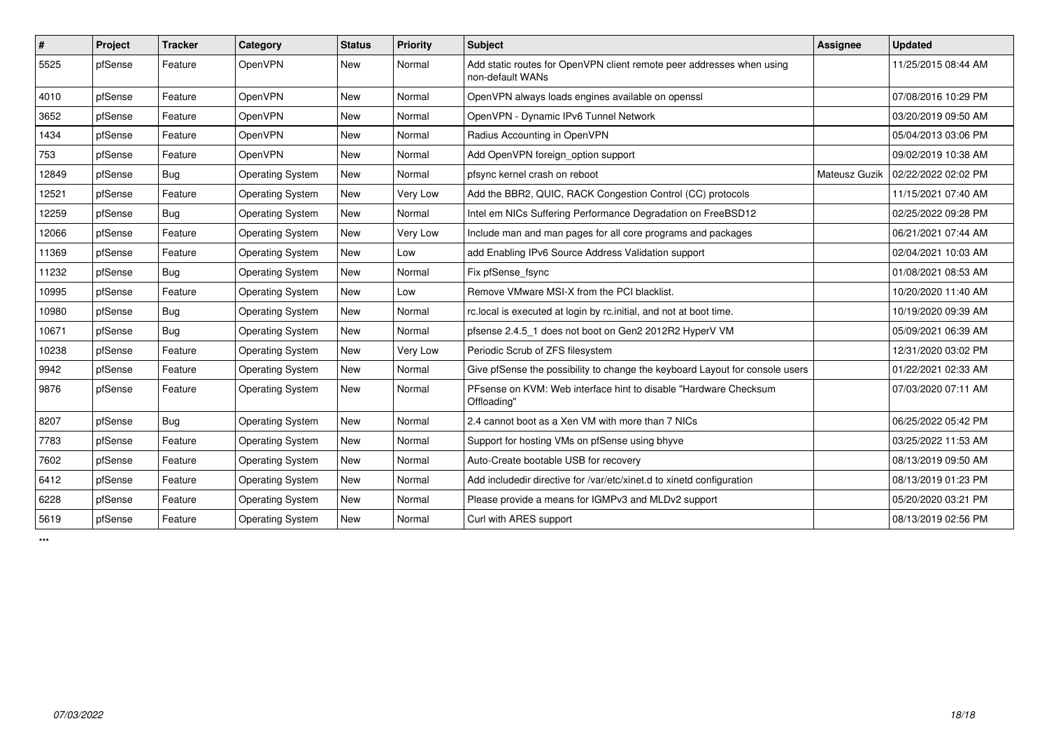| # | Project | Tracker | Category | Status | Priority | Subject | Assignee | Updated |
|---|---|---|---|---|---|---|---|---|
| 5525 | pfSense | Feature | OpenVPN | New | Normal | Add static routes for OpenVPN client remote peer addresses when using non-default WANs | | 11/25/2015 08:44 AM |
| 4010 | pfSense | Feature | OpenVPN | New | Normal | OpenVPN always loads engines available on openssl | | 07/08/2016 10:29 PM |
| 3652 | pfSense | Feature | OpenVPN | New | Normal | OpenVPN - Dynamic IPv6 Tunnel Network | | 03/20/2019 09:50 AM |
| 1434 | pfSense | Feature | OpenVPN | New | Normal | Radius Accounting in OpenVPN | | 05/04/2013 03:06 PM |
| 753 | pfSense | Feature | OpenVPN | New | Normal | Add OpenVPN foreign_option support | | 09/02/2019 10:38 AM |
| 12849 | pfSense | Bug | Operating System | New | Normal | pfsync kernel crash on reboot | Mateusz Guzik | 02/22/2022 02:02 PM |
| 12521 | pfSense | Feature | Operating System | New | Very Low | Add the BBR2, QUIC, RACK Congestion Control (CC) protocols | | 11/15/2021 07:40 AM |
| 12259 | pfSense | Bug | Operating System | New | Normal | Intel em NICs Suffering Performance Degradation on FreeBSD12 | | 02/25/2022 09:28 PM |
| 12066 | pfSense | Feature | Operating System | New | Very Low | Include man and man pages for all core programs and packages | | 06/21/2021 07:44 AM |
| 11369 | pfSense | Feature | Operating System | New | Low | add Enabling IPv6 Source Address Validation support | | 02/04/2021 10:03 AM |
| 11232 | pfSense | Bug | Operating System | New | Normal | Fix pfSense_fsync | | 01/08/2021 08:53 AM |
| 10995 | pfSense | Feature | Operating System | New | Low | Remove VMware MSI-X from the PCI blacklist. | | 10/20/2020 11:40 AM |
| 10980 | pfSense | Bug | Operating System | New | Normal | rc.local is executed at login by rc.initial, and not at boot time. | | 10/19/2020 09:39 AM |
| 10671 | pfSense | Bug | Operating System | New | Normal | pfsense 2.4.5_1 does not boot on Gen2 2012R2 HyperV VM | | 05/09/2021 06:39 AM |
| 10238 | pfSense | Feature | Operating System | New | Very Low | Periodic Scrub of ZFS filesystem | | 12/31/2020 03:02 PM |
| 9942 | pfSense | Feature | Operating System | New | Normal | Give pfSense the possibility to change the keyboard Layout for console users | | 01/22/2021 02:33 AM |
| 9876 | pfSense | Feature | Operating System | New | Normal | PFsense on KVM: Web interface hint to disable "Hardware Checksum Offloading" | | 07/03/2020 07:11 AM |
| 8207 | pfSense | Bug | Operating System | New | Normal | 2.4 cannot boot as a Xen VM with more than 7 NICs | | 06/25/2022 05:42 PM |
| 7783 | pfSense | Feature | Operating System | New | Normal | Support for hosting VMs on pfSense using bhyve | | 03/25/2022 11:53 AM |
| 7602 | pfSense | Feature | Operating System | New | Normal | Auto-Create bootable USB for recovery | | 08/13/2019 09:50 AM |
| 6412 | pfSense | Feature | Operating System | New | Normal | Add includedir directive for /var/etc/xinet.d to xinetd configuration | | 08/13/2019 01:23 PM |
| 6228 | pfSense | Feature | Operating System | New | Normal | Please provide a means for IGMPv3 and MLDv2 support | | 05/20/2020 03:21 PM |
| 5619 | pfSense | Feature | Operating System | New | Normal | Curl with ARES support | | 08/13/2019 02:56 PM |

...